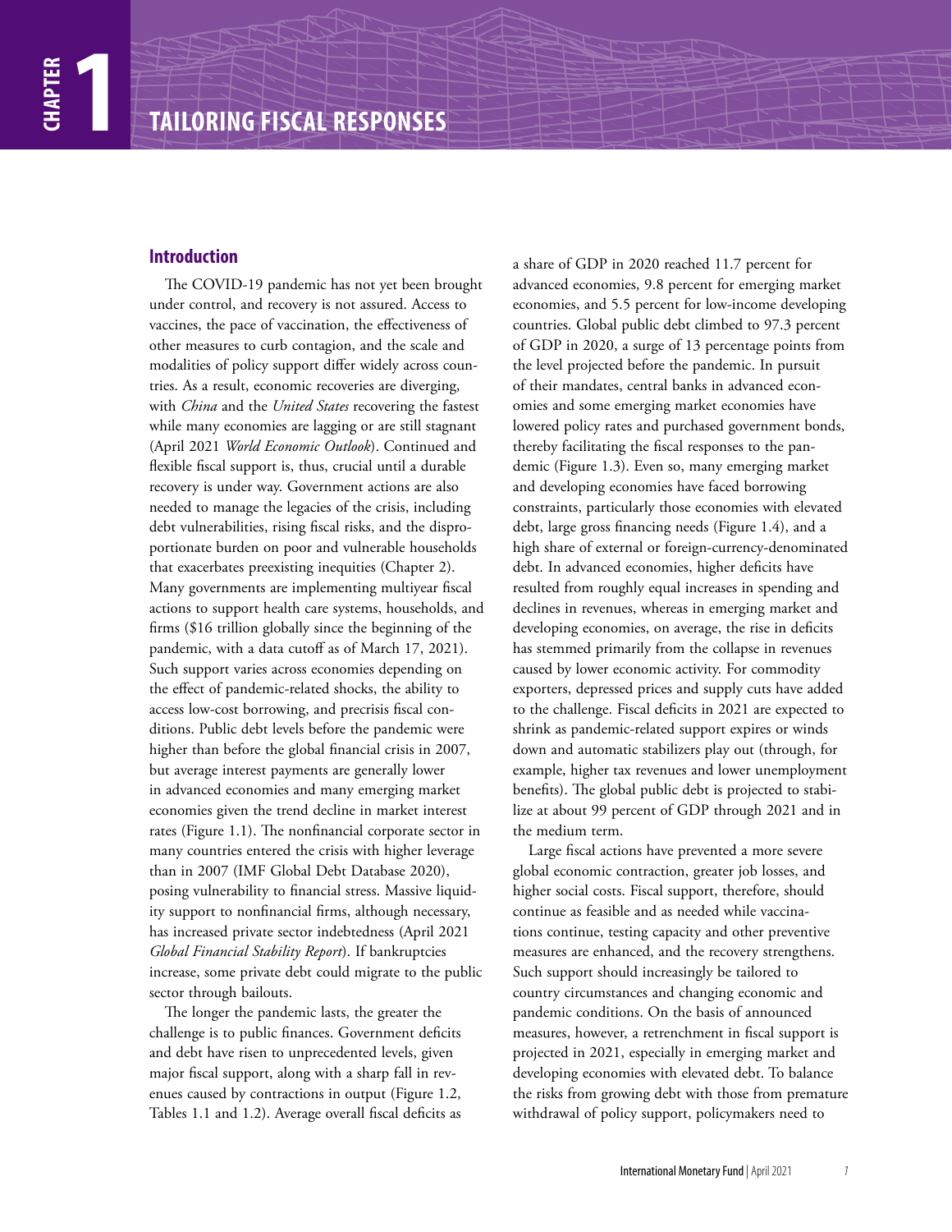# CHAPTER 1 TAILORING FISCAL RESPONSES

## Introduction

The COVID-19 pandemic has not yet been brought under control, and recovery is not assured. Access to vaccines, the pace of vaccination, the effectiveness of other measures to curb contagion, and the scale and modalities of policy support differ widely across countries. As a result, economic recoveries are diverging, with *China* and the *United States* recovering the fastest while many economies are lagging or are still stagnant (April 2021 *World Economic Outlook*). Continued and flexible fiscal support is, thus, crucial until a durable recovery is under way. Government actions are also needed to manage the legacies of the crisis, including debt vulnerabilities, rising fiscal risks, and the disproportionate burden on poor and vulnerable households that exacerbates preexisting inequities (Chapter 2). Many governments are implementing multiyear fiscal actions to support health care systems, households, and firms ($16 trillion globally since the beginning of the pandemic, with a data cutoff as of March 17, 2021). Such support varies across economies depending on the effect of pandemic-related shocks, the ability to access low-cost borrowing, and precrisis fiscal conditions. Public debt levels before the pandemic were higher than before the global financial crisis in 2007, but average interest payments are generally lower in advanced economies and many emerging market economies given the trend decline in market interest rates (Figure 1.1). The nonfinancial corporate sector in many countries entered the crisis with higher leverage than in 2007 (IMF Global Debt Database 2020), posing vulnerability to financial stress. Massive liquidity support to nonfinancial firms, although necessary, has increased private sector indebtedness (April 2021 *Global Financial Stability Report*). If bankruptcies increase, some private debt could migrate to the public sector through bailouts.

The longer the pandemic lasts, the greater the challenge is to public finances. Government deficits and debt have risen to unprecedented levels, given major fiscal support, along with a sharp fall in revenues caused by contractions in output (Figure 1.2, Tables 1.1 and 1.2). Average overall fiscal deficits as a share of GDP in 2020 reached 11.7 percent for advanced economies, 9.8 percent for emerging market economies, and 5.5 percent for low-income developing countries. Global public debt climbed to 97.3 percent of GDP in 2020, a surge of 13 percentage points from the level projected before the pandemic. In pursuit of their mandates, central banks in advanced economies and some emerging market economies have lowered policy rates and purchased government bonds, thereby facilitating the fiscal responses to the pandemic (Figure 1.3). Even so, many emerging market and developing economies have faced borrowing constraints, particularly those economies with elevated debt, large gross financing needs (Figure 1.4), and a high share of external or foreign-currency-denominated debt. In advanced economies, higher deficits have resulted from roughly equal increases in spending and declines in revenues, whereas in emerging market and developing economies, on average, the rise in deficits has stemmed primarily from the collapse in revenues caused by lower economic activity. For commodity exporters, depressed prices and supply cuts have added to the challenge. Fiscal deficits in 2021 are expected to shrink as pandemic-related support expires or winds down and automatic stabilizers play out (through, for example, higher tax revenues and lower unemployment benefits). The global public debt is projected to stabilize at about 99 percent of GDP through 2021 and in the medium term.

Large fiscal actions have prevented a more severe global economic contraction, greater job losses, and higher social costs. Fiscal support, therefore, should continue as feasible and as needed while vaccinations continue, testing capacity and other preventive measures are enhanced, and the recovery strengthens. Such support should increasingly be tailored to country circumstances and changing economic and pandemic conditions. On the basis of announced measures, however, a retrenchment in fiscal support is projected in 2021, especially in emerging market and developing economies with elevated debt. To balance the risks from growing debt with those from premature withdrawal of policy support, policymakers need to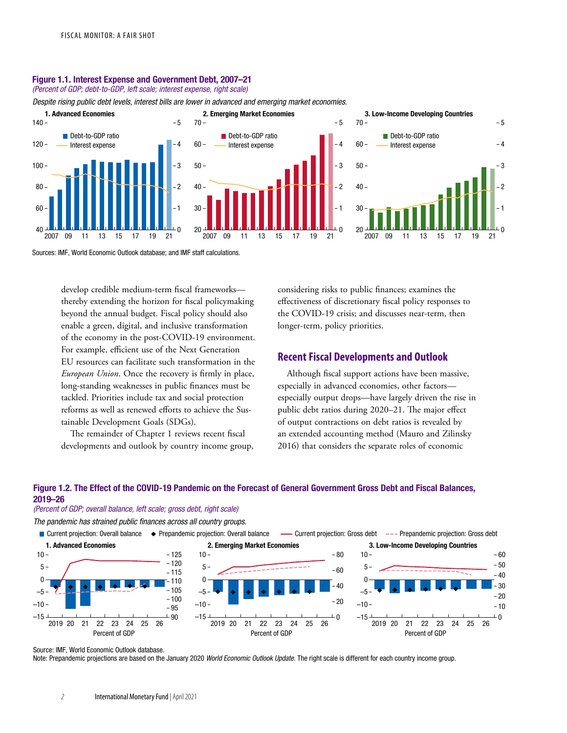**Figure 1.1. Interest Expense and Government Debt, 2007–21**

*(Percent of GDP; debt-to-GDP, left scale; interest expense, right scale)*

*Despite rising public debt levels, interest bills are lower in advanced and emerging market economies.*

Sources: IMF, World Economic Outlook database; and IMF staff calculations.

develop credible medium-term fiscal frameworks—thereby extending the horizon for fiscal policymaking beyond the annual budget. Fiscal policy should also enable a green, digital, and inclusive transformation of the economy in the post-COVID-19 environment. For example, efficient use of the Next Generation EU resources can facilitate such transformation in the *European Union*. Once the recovery is firmly in place, long-standing weaknesses in public finances must be tackled. Priorities include tax and social protection reforms as well as renewed efforts to achieve the Sustainable Development Goals (SDGs).

The remainder of Chapter 1 reviews recent fiscal developments and outlook by country income group, considering risks to public finances; examines the effectiveness of discretionary fiscal policy responses to the COVID-19 crisis; and discusses near-term, then longer-term, policy priorities.

## Recent Fiscal Developments and Outlook

Although fiscal support actions have been massive, especially in advanced economies, other factors—especially output drops—have largely driven the rise in public debt ratios during 2020–21. The major effect of output contractions on debt ratios is revealed by an extended accounting method (Mauro and Zilinsky 2016) that considers the separate roles of economic

**Figure 1.2. The Effect of the COVID-19 Pandemic on the Forecast of General Government Gross Debt and Fiscal Balances, 2019–26**

*(Percent of GDP; overall balance, left scale; gross debt, right scale)*

*The pandemic has strained public finances across all country groups.*

Source: IMF, World Economic Outlook database.

Note: Prepandemic projections are based on the January 2020 *World Economic Outlook Update*. The right scale is different for each country income group.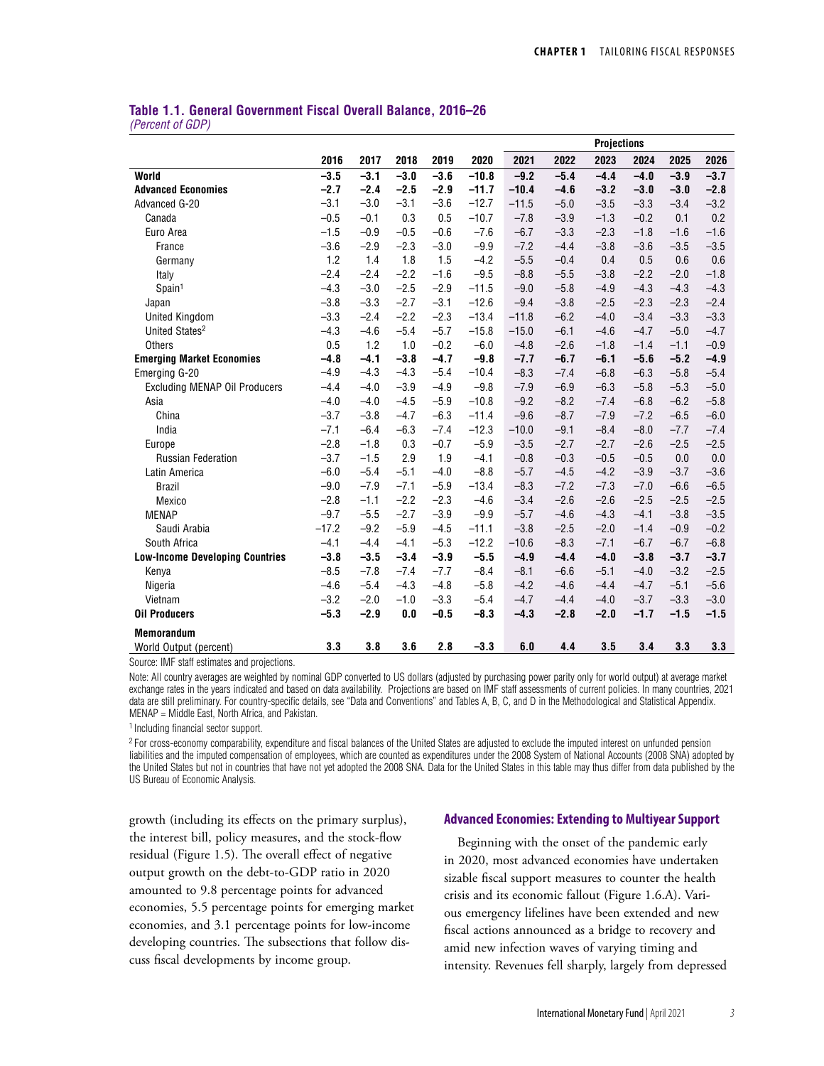**Table 1.1. General Government Fiscal Overall Balance, 2016–26**
*(Percent of GDP)*

| | 2016 | 2017 | 2018 | 2019 | 2020 | Projections 2021 | 2022 | 2023 | 2024 | 2025 | 2026 |
|---|---|---|---|---|---|---|---|---|---|---|---|
| **World** | **−3.5** | **−3.1** | **−3.0** | **−3.6** | **−10.8** | **−9.2** | **−5.4** | **−4.4** | **−4.0** | **−3.9** | **−3.7** |
| **Advanced Economies** | **−2.7** | **−2.4** | **−2.5** | **−2.9** | **−11.7** | **−10.4** | **−4.6** | **−3.2** | **−3.0** | **−3.0** | **−2.8** |
| Advanced G-20 | −3.1 | −3.0 | −3.1 | −3.6 | −12.7 | −11.5 | −5.0 | −3.5 | −3.3 | −3.4 | −3.2 |
| Canada | −0.5 | −0.1 | 0.3 | 0.5 | −10.7 | −7.8 | −3.9 | −1.3 | −0.2 | 0.1 | 0.2 |
| Euro Area | −1.5 | −0.9 | −0.5 | −0.6 | −7.6 | −6.7 | −3.3 | −2.3 | −1.8 | −1.6 | −1.6 |
| France | −3.6 | −2.9 | −2.3 | −3.0 | −9.9 | −7.2 | −4.4 | −3.8 | −3.6 | −3.5 | −3.5 |
| Germany | 1.2 | 1.4 | 1.8 | 1.5 | −4.2 | −5.5 | −0.4 | 0.4 | 0.5 | 0.6 | 0.6 |
| Italy | −2.4 | −2.4 | −2.2 | −1.6 | −9.5 | −8.8 | −5.5 | −3.8 | −2.2 | −2.0 | −1.8 |
| Spain[1] | −4.3 | −3.0 | −2.5 | −2.9 | −11.5 | −9.0 | −5.8 | −4.9 | −4.3 | −4.3 | −4.3 |
| Japan | −3.8 | −3.3 | −2.7 | −3.1 | −12.6 | −9.4 | −3.8 | −2.5 | −2.3 | −2.3 | −2.4 |
| United Kingdom | −3.3 | −2.4 | −2.2 | −2.3 | −13.4 | −11.8 | −6.2 | −4.0 | −3.4 | −3.3 | −3.3 |
| United States[2] | −4.3 | −4.6 | −5.4 | −5.7 | −15.8 | −15.0 | −6.1 | −4.6 | −4.7 | −5.0 | −4.7 |
| Others | 0.5 | 1.2 | 1.0 | −0.2 | −6.0 | −4.8 | −2.6 | −1.8 | −1.4 | −1.1 | −0.9 |
| **Emerging Market Economies** | **−4.8** | **−4.1** | **−3.8** | **−4.7** | **−9.8** | **−7.7** | **−6.7** | **−6.1** | **−5.6** | **−5.2** | **−4.9** |
| Emerging G-20 | −4.9 | −4.3 | −4.3 | −5.4 | −10.4 | −8.3 | −7.4 | −6.8 | −6.3 | −5.8 | −5.4 |
| Excluding MENAP Oil Producers | −4.4 | −4.0 | −3.9 | −4.9 | −9.8 | −7.9 | −6.9 | −6.3 | −5.8 | −5.3 | −5.0 |
| Asia | −4.0 | −4.0 | −4.5 | −5.9 | −10.8 | −9.2 | −8.2 | −7.4 | −6.8 | −6.2 | −5.8 |
| China | −3.7 | −3.8 | −4.7 | −6.3 | −11.4 | −9.6 | −8.7 | −7.9 | −7.2 | −6.5 | −6.0 |
| India | −7.1 | −6.4 | −6.3 | −7.4 | −12.3 | −10.0 | −9.1 | −8.4 | −8.0 | −7.7 | −7.4 |
| Europe | −2.8 | −1.8 | 0.3 | −0.7 | −5.9 | −3.5 | −2.7 | −2.7 | −2.6 | −2.5 | −2.5 |
| Russian Federation | −3.7 | −1.5 | 2.9 | 1.9 | −4.1 | −0.8 | −0.3 | −0.5 | −0.5 | 0.0 | 0.0 |
| Latin America | −6.0 | −5.4 | −5.1 | −4.0 | −8.8 | −5.7 | −4.5 | −4.2 | −3.9 | −3.7 | −3.6 |
| Brazil | −9.0 | −7.9 | −7.1 | −5.9 | −13.4 | −8.3 | −7.2 | −7.3 | −7.0 | −6.6 | −6.5 |
| Mexico | −2.8 | −1.1 | −2.2 | −2.3 | −4.6 | −3.4 | −2.6 | −2.6 | −2.5 | −2.5 | −2.5 |
| MENAP | −9.7 | −5.5 | −2.7 | −3.9 | −9.9 | −5.7 | −4.6 | −4.3 | −4.1 | −3.8 | −3.5 |
| Saudi Arabia | −17.2 | −9.2 | −5.9 | −4.5 | −11.1 | −3.8 | −2.5 | −2.0 | −1.4 | −0.9 | −0.2 |
| South Africa | −4.1 | −4.4 | −4.1 | −5.3 | −12.2 | −10.6 | −8.3 | −7.1 | −6.7 | −6.7 | −6.8 |
| **Low-Income Developing Countries** | **−3.8** | **−3.5** | **−3.4** | **−3.9** | **−5.5** | **−4.9** | **−4.4** | **−4.0** | **−3.8** | **−3.7** | **−3.7** |
| Kenya | −8.5 | −7.8 | −7.4 | −7.7 | −8.4 | −8.1 | −6.6 | −5.1 | −4.0 | −3.2 | −2.5 |
| Nigeria | −4.6 | −5.4 | −4.3 | −4.8 | −5.8 | −4.2 | −4.6 | −4.4 | −4.7 | −5.1 | −5.6 |
| Vietnam | −3.2 | −2.0 | −1.0 | −3.3 | −5.4 | −4.7 | −4.4 | −4.0 | −3.7 | −3.3 | −3.0 |
| **Oil Producers** | **−5.3** | **−2.9** | **0.0** | **−0.5** | **−8.3** | **−4.3** | **−2.8** | **−2.0** | **−1.7** | **−1.5** | **−1.5** |
| **Memorandum** | | | | | | | | | | | |
| World Output (percent) | **3.3** | **3.8** | **3.6** | **2.8** | **−3.3** | **6.0** | **4.4** | **3.5** | **3.4** | **3.3** | **3.3** |

Source: IMF staff estimates and projections.

Note: All country averages are weighted by nominal GDP converted to US dollars (adjusted by purchasing power parity only for world output) at average market exchange rates in the years indicated and based on data availability. Projections are based on IMF staff assessments of current policies. In many countries, 2021 data are still preliminary. For country-specific details, see "Data and Conventions" and Tables A, B, C, and D in the Methodological and Statistical Appendix. MENAP = Middle East, North Africa, and Pakistan.

[1] Including financial sector support.

[2] For cross-economy comparability, expenditure and fiscal balances of the United States are adjusted to exclude the imputed interest on unfunded pension liabilities and the imputed compensation of employees, which are counted as expenditures under the 2008 System of National Accounts (2008 SNA) adopted by the United States but not in countries that have not yet adopted the 2008 SNA. Data for the United States in this table may thus differ from data published by the US Bureau of Economic Analysis.

growth (including its effects on the primary surplus), the interest bill, policy measures, and the stock-flow residual (Figure 1.5). The overall effect of negative output growth on the debt-to-GDP ratio in 2020 amounted to 9.8 percentage points for advanced economies, 5.5 percentage points for emerging market economies, and 3.1 percentage points for low-income developing countries. The subsections that follow discuss fiscal developments by income group.

### Advanced Economies: Extending to Multiyear Support

Beginning with the onset of the pandemic early in 2020, most advanced economies have undertaken sizable fiscal support measures to counter the health crisis and its economic fallout (Figure 1.6.A). Various emergency lifelines have been extended and new fiscal actions announced as a bridge to recovery and amid new infection waves of varying timing and intensity. Revenues fell sharply, largely from depressed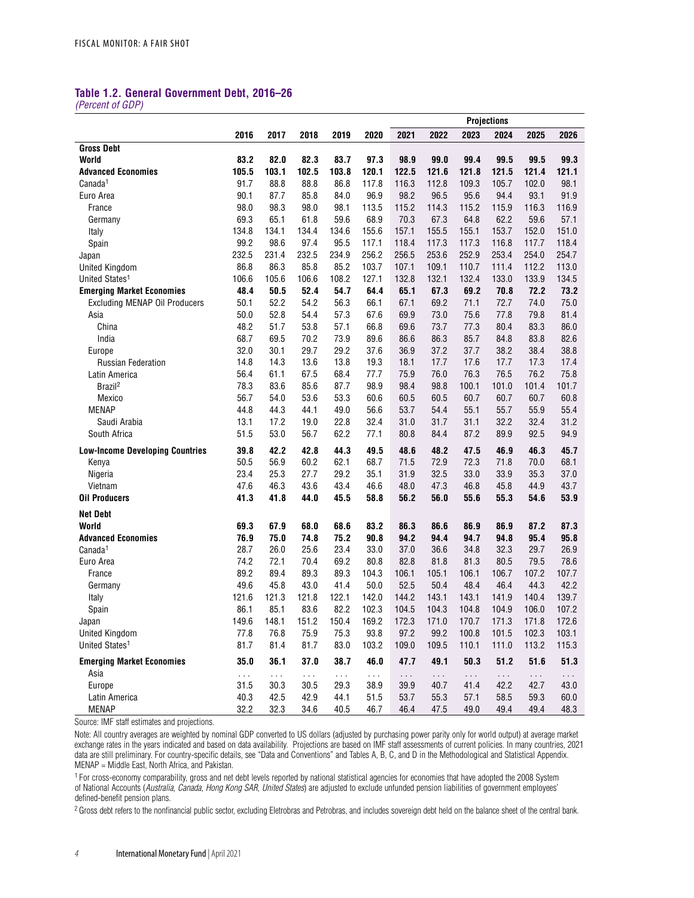### Table 1.2. General Government Debt, 2016–26

*(Percent of GDP)*

| | 2016 | 2017 | 2018 | 2019 | 2020 | Projections 2021 | 2022 | 2023 | 2024 | 2025 | 2026 |
|---|---|---|---|---|---|---|---|---|---|---|---|
| **Gross Debt** | | | | | | | | | | | |
| **World** | **83.2** | **82.0** | **82.3** | **83.7** | **97.3** | **98.9** | **99.0** | **99.4** | **99.5** | **99.5** | **99.3** |
| **Advanced Economies** | **105.5** | **103.1** | **102.5** | **103.8** | **120.1** | **122.5** | **121.6** | **121.8** | **121.5** | **121.4** | **121.1** |
| Canada[1] | 91.7 | 88.8 | 88.8 | 86.8 | 117.8 | 116.3 | 112.8 | 109.3 | 105.7 | 102.0 | 98.1 |
| Euro Area | 90.1 | 87.7 | 85.8 | 84.0 | 96.9 | 98.2 | 96.5 | 95.6 | 94.4 | 93.1 | 91.9 |
| France | 98.0 | 98.3 | 98.0 | 98.1 | 113.5 | 115.2 | 114.3 | 115.2 | 115.9 | 116.3 | 116.9 |
| Germany | 69.3 | 65.1 | 61.8 | 59.6 | 68.9 | 70.3 | 67.3 | 64.8 | 62.2 | 59.6 | 57.1 |
| Italy | 134.8 | 134.1 | 134.4 | 134.6 | 155.6 | 157.1 | 155.5 | 155.1 | 153.7 | 152.0 | 151.0 |
| Spain | 99.2 | 98.6 | 97.4 | 95.5 | 117.1 | 118.4 | 117.3 | 117.3 | 116.8 | 117.7 | 118.4 |
| Japan | 232.5 | 231.4 | 232.5 | 234.9 | 256.2 | 256.5 | 253.6 | 252.9 | 253.4 | 254.0 | 254.7 |
| United Kingdom | 86.8 | 86.3 | 85.8 | 85.2 | 103.7 | 107.1 | 109.1 | 110.7 | 111.4 | 112.2 | 113.0 |
| United States[1] | 106.6 | 105.6 | 106.6 | 108.2 | 127.1 | 132.8 | 132.1 | 132.4 | 133.0 | 133.9 | 134.5 |
| **Emerging Market Economies** | **48.4** | **50.5** | **52.4** | **54.7** | **64.4** | **65.1** | **67.3** | **69.2** | **70.8** | **72.2** | **73.2** |
| Excluding MENAP Oil Producers | 50.1 | 52.2 | 54.2 | 56.3 | 66.1 | 67.1 | 69.2 | 71.1 | 72.7 | 74.0 | 75.0 |
| Asia | 50.0 | 52.8 | 54.4 | 57.3 | 67.6 | 69.9 | 73.0 | 75.6 | 77.8 | 79.8 | 81.4 |
| China | 48.2 | 51.7 | 53.8 | 57.1 | 66.8 | 69.6 | 73.7 | 77.3 | 80.4 | 83.3 | 86.0 |
| India | 68.7 | 69.5 | 70.2 | 73.9 | 89.6 | 86.6 | 86.3 | 85.7 | 84.8 | 83.8 | 82.6 |
| Europe | 32.0 | 30.1 | 29.7 | 29.2 | 37.6 | 36.9 | 37.2 | 37.7 | 38.2 | 38.4 | 38.8 |
| Russian Federation | 14.8 | 14.3 | 13.6 | 13.8 | 19.3 | 18.1 | 17.7 | 17.6 | 17.7 | 17.3 | 17.4 |
| Latin America | 56.4 | 61.1 | 67.5 | 68.4 | 77.7 | 75.9 | 76.0 | 76.3 | 76.5 | 76.2 | 75.8 |
| Brazil[2] | 78.3 | 83.6 | 85.6 | 87.7 | 98.9 | 98.4 | 98.8 | 100.1 | 101.0 | 101.4 | 101.7 |
| Mexico | 56.7 | 54.0 | 53.6 | 53.3 | 60.6 | 60.5 | 60.5 | 60.7 | 60.7 | 60.7 | 60.8 |
| MENAP | 44.8 | 44.3 | 44.1 | 49.0 | 56.6 | 53.7 | 54.4 | 55.1 | 55.7 | 55.9 | 55.4 |
| Saudi Arabia | 13.1 | 17.2 | 19.0 | 22.8 | 32.4 | 31.0 | 31.7 | 31.1 | 32.2 | 32.4 | 31.2 |
| South Africa | 51.5 | 53.0 | 56.7 | 62.2 | 77.1 | 80.8 | 84.4 | 87.2 | 89.9 | 92.5 | 94.9 |
| **Low-Income Developing Countries** | **39.8** | **42.2** | **42.8** | **44.3** | **49.5** | **48.6** | **48.2** | **47.5** | **46.9** | **46.3** | **45.7** |
| Kenya | 50.5 | 56.9 | 60.2 | 62.1 | 68.7 | 71.5 | 72.9 | 72.3 | 71.8 | 70.0 | 68.1 |
| Nigeria | 23.4 | 25.3 | 27.7 | 29.2 | 35.1 | 31.9 | 32.5 | 33.0 | 33.9 | 35.3 | 37.0 |
| Vietnam | 47.6 | 46.3 | 43.6 | 43.4 | 46.6 | 48.0 | 47.3 | 46.8 | 45.8 | 44.9 | 43.7 |
| **Oil Producers** | **41.3** | **41.8** | **44.0** | **45.5** | **58.8** | **56.2** | **56.0** | **55.6** | **55.3** | **54.6** | **53.9** |
| **Net Debt** | | | | | | | | | | | |
| **World** | **69.3** | **67.9** | **68.0** | **68.6** | **83.2** | **86.3** | **86.6** | **86.9** | **86.9** | **87.2** | **87.3** |
| **Advanced Economies** | **76.9** | **75.0** | **74.8** | **75.2** | **90.8** | **94.2** | **94.4** | **94.7** | **94.8** | **95.4** | **95.8** |
| Canada[1] | 28.7 | 26.0 | 25.6 | 23.4 | 33.0 | 37.0 | 36.6 | 34.8 | 32.3 | 29.7 | 26.9 |
| Euro Area | 74.2 | 72.1 | 70.4 | 69.2 | 80.8 | 82.8 | 81.8 | 81.3 | 80.5 | 79.5 | 78.6 |
| France | 89.2 | 89.4 | 89.3 | 89.3 | 104.3 | 106.1 | 105.1 | 106.1 | 106.7 | 107.2 | 107.7 |
| Germany | 49.6 | 45.8 | 43.0 | 41.4 | 50.0 | 52.5 | 50.4 | 48.4 | 46.4 | 44.3 | 42.2 |
| Italy | 121.6 | 121.3 | 121.8 | 122.1 | 142.0 | 144.2 | 143.1 | 143.1 | 141.9 | 140.4 | 139.7 |
| Spain | 86.1 | 85.1 | 83.6 | 82.2 | 102.3 | 104.5 | 104.3 | 104.8 | 104.9 | 106.0 | 107.2 |
| Japan | 149.6 | 148.1 | 151.2 | 150.4 | 169.2 | 172.3 | 171.0 | 170.7 | 171.3 | 171.8 | 172.6 |
| United Kingdom | 77.8 | 76.8 | 75.9 | 75.3 | 93.8 | 97.2 | 99.2 | 100.8 | 101.5 | 102.3 | 103.1 |
| United States[1] | 81.7 | 81.4 | 81.7 | 83.0 | 103.2 | 109.0 | 109.5 | 110.1 | 111.0 | 113.2 | 115.3 |
| **Emerging Market Economies** | **35.0** | **36.1** | **37.0** | **38.7** | **46.0** | **47.7** | **49.1** | **50.3** | **51.2** | **51.6** | **51.3** |
| Asia | ... | ... | ... | ... | ... | ... | ... | ... | ... | ... | ... |
| Europe | 31.5 | 30.3 | 30.5 | 29.3 | 38.9 | 39.9 | 40.7 | 41.4 | 42.2 | 42.7 | 43.0 |
| Latin America | 40.3 | 42.5 | 42.9 | 44.1 | 51.5 | 53.7 | 55.3 | 57.1 | 58.5 | 59.3 | 60.0 |
| MENAP | 32.2 | 32.3 | 34.6 | 40.5 | 46.7 | 46.4 | 47.5 | 49.0 | 49.4 | 49.4 | 48.3 |

Source: IMF staff estimates and projections.

Note: All country averages are weighted by nominal GDP converted to US dollars (adjusted by purchasing power parity only for world output) at average market exchange rates in the years indicated and based on data availability. Projections are based on IMF staff assessments of current policies. In many countries, 2021 data are still preliminary. For country-specific details, see "Data and Conventions" and Tables A, B, C, and D in the Methodological and Statistical Appendix. MENAP = Middle East, North Africa, and Pakistan.

[1] For cross-economy comparability, gross and net debt levels reported by national statistical agencies for economies that have adopted the 2008 System of National Accounts (*Australia, Canada, Hong Kong SAR, United States*) are adjusted to exclude unfunded pension liabilities of government employees' defined-benefit pension plans.

[2] Gross debt refers to the nonfinancial public sector, excluding Eletrobras and Petrobras, and includes sovereign debt held on the balance sheet of the central bank.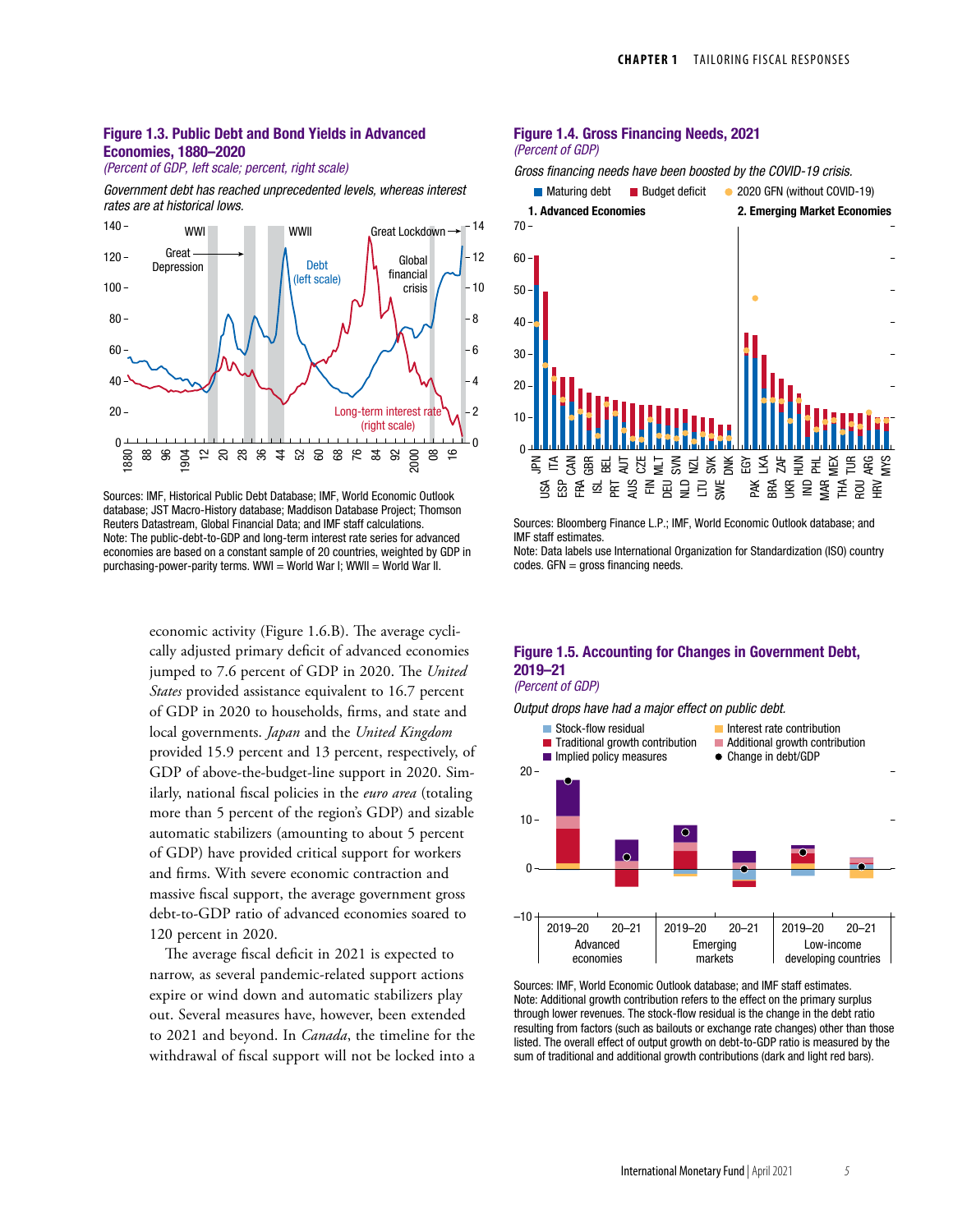### Figure 1.3. Public Debt and Bond Yields in Advanced Economies, 1880–2020

*(Percent of GDP, left scale; percent, right scale)*

*Government debt has reached unprecedented levels, whereas interest rates are at historical lows.*

Sources: IMF, Historical Public Debt Database; IMF, World Economic Outlook database; JST Macro-History database; Maddison Database Project; Thomson Reuters Datastream, Global Financial Data; and IMF staff calculations.
Note: The public-debt-to-GDP and long-term interest rate series for advanced economies are based on a constant sample of 20 countries, weighted by GDP in purchasing-power-parity terms. WWI = World War I; WWII = World War II.

### Figure 1.4. Gross Financing Needs, 2021

*(Percent of GDP)*

*Gross financing needs have been boosted by the COVID-19 crisis.*

Sources: Bloomberg Finance L.P.; IMF, World Economic Outlook database; and IMF staff estimates.
Note: Data labels use International Organization for Standardization (ISO) country codes. GFN = gross financing needs.

economic activity (Figure 1.6.B). The average cyclically adjusted primary deficit of advanced economies jumped to 7.6 percent of GDP in 2020. The *United States* provided assistance equivalent to 16.7 percent of GDP in 2020 to households, firms, and state and local governments. *Japan* and the *United Kingdom* provided 15.9 percent and 13 percent, respectively, of GDP of above-the-budget-line support in 2020. Similarly, national fiscal policies in the *euro area* (totaling more than 5 percent of the region's GDP) and sizable automatic stabilizers (amounting to about 5 percent of GDP) have provided critical support for workers and firms. With severe economic contraction and massive fiscal support, the average government gross debt-to-GDP ratio of advanced economies soared to 120 percent in 2020.

The average fiscal deficit in 2021 is expected to narrow, as several pandemic-related support actions expire or wind down and automatic stabilizers play out. Several measures have, however, been extended to 2021 and beyond. In *Canada*, the timeline for the withdrawal of fiscal support will not be locked into a

### Figure 1.5. Accounting for Changes in Government Debt, 2019–21

*(Percent of GDP)*

*Output drops have had a major effect on public debt.*

Sources: IMF, World Economic Outlook database; and IMF staff estimates.
Note: Additional growth contribution refers to the effect on the primary surplus through lower revenues. The stock-flow residual is the change in the debt ratio resulting from factors (such as bailouts or exchange rate changes) other than those listed. The overall effect of output growth on debt-to-GDP ratio is measured by the sum of traditional and additional growth contributions (dark and light red bars).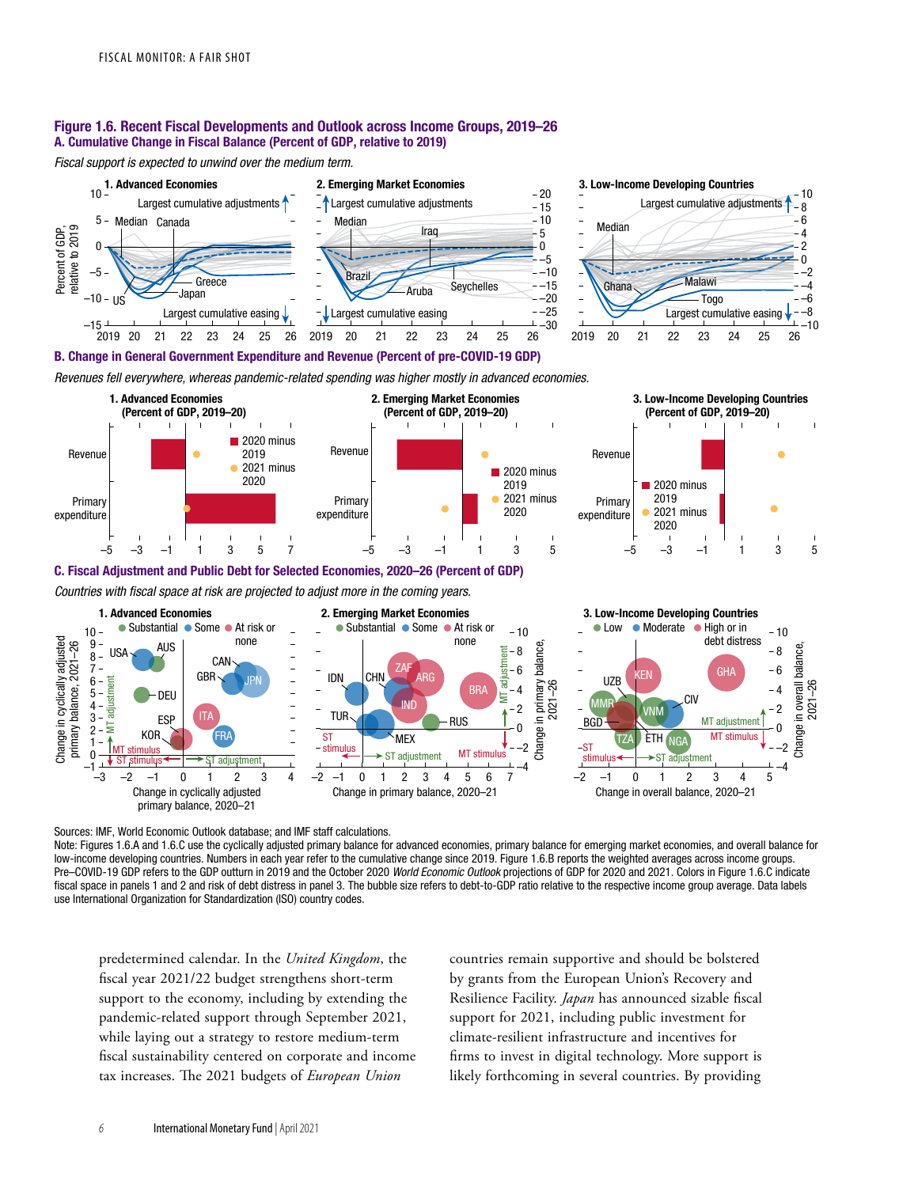**Figure 1.6. Recent Fiscal Developments and Outlook across Income Groups, 2019–26**

**A. Cumulative Change in Fiscal Balance (Percent of GDP, relative to 2019)**

*Fiscal support is expected to unwind over the medium term.*

**B. Change in General Government Expenditure and Revenue (Percent of pre-COVID-19 GDP)**

*Revenues fell everywhere, whereas pandemic-related spending was higher mostly in advanced economies.*

**C. Fiscal Adjustment and Public Debt for Selected Economies, 2020–26 (Percent of GDP)**

*Countries with fiscal space at risk are projected to adjust more in the coming years.*

Sources: IMF, World Economic Outlook database; and IMF staff calculations.

Note: Figures 1.6.A and 1.6.C use the cyclically adjusted primary balance for advanced economies, primary balance for emerging market economies, and overall balance for low-income developing countries. Numbers in each year refer to the cumulative change since 2019. Figure 1.6.B reports the weighted averages across income groups. Pre–COVID-19 GDP refers to the GDP outturn in 2019 and the October 2020 *World Economic Outlook* projections of GDP for 2020 and 2021. Colors in Figure 1.6.C indicate fiscal space in panels 1 and 2 and risk of debt distress in panel 3. The bubble size refers to debt-to-GDP ratio relative to the respective income group average. Data labels use International Organization for Standardization (ISO) country codes.

predetermined calendar. In the *United Kingdom*, the fiscal year 2021/22 budget strengthens short-term support to the economy, including by extending the pandemic-related support through September 2021, while laying out a strategy to restore medium-term fiscal sustainability centered on corporate and income tax increases. The 2021 budgets of *European Union* countries remain supportive and should be bolstered by grants from the European Union's Recovery and Resilience Facility. *Japan* has announced sizable fiscal support for 2021, including public investment for climate-resilient infrastructure and incentives for firms to invest in digital technology. More support is likely forthcoming in several countries. By providing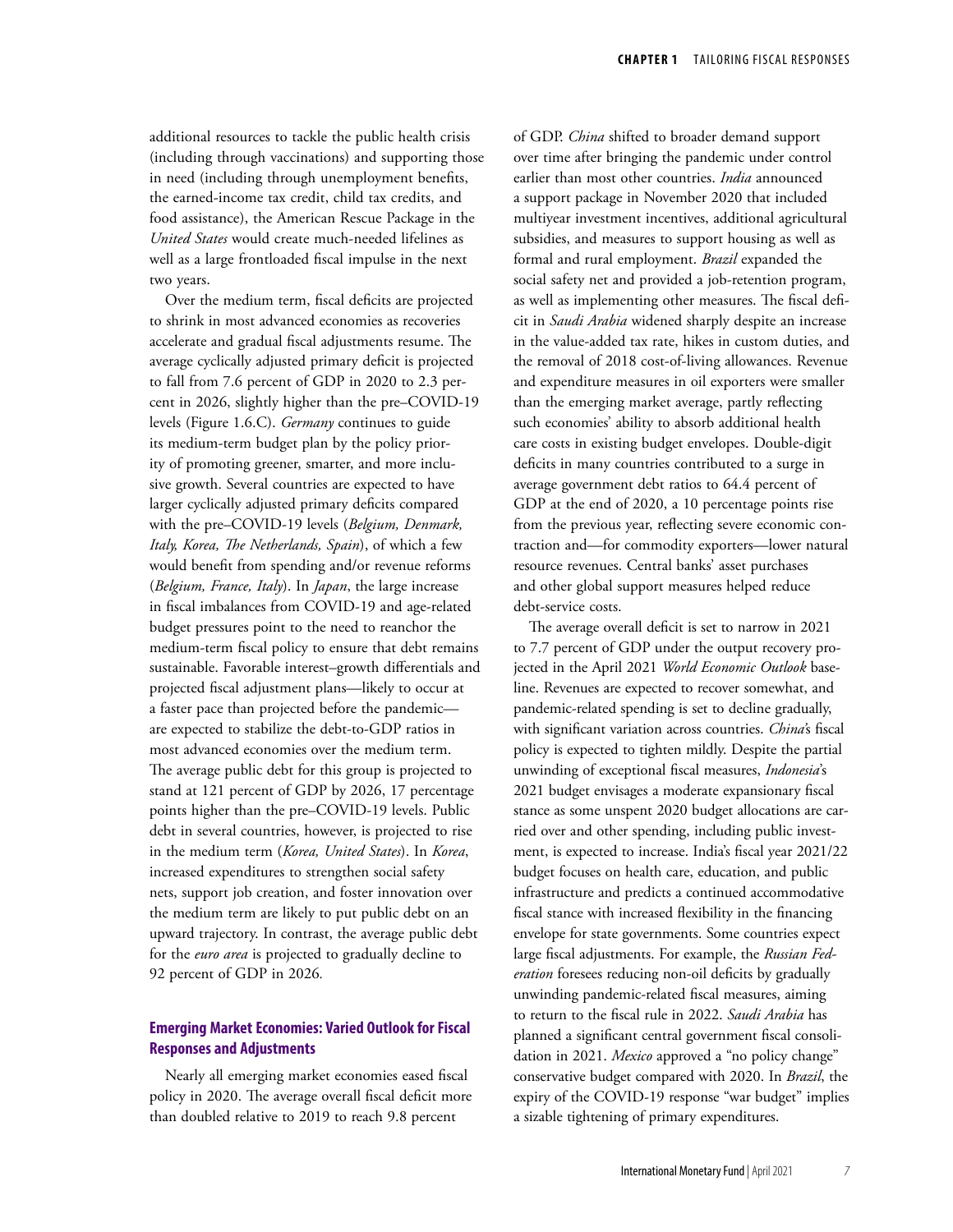additional resources to tackle the public health crisis (including through vaccinations) and supporting those in need (including through unemployment benefits, the earned-income tax credit, child tax credits, and food assistance), the American Rescue Package in the *United States* would create much-needed lifelines as well as a large frontloaded fiscal impulse in the next two years.

Over the medium term, fiscal deficits are projected to shrink in most advanced economies as recoveries accelerate and gradual fiscal adjustments resume. The average cyclically adjusted primary deficit is projected to fall from 7.6 percent of GDP in 2020 to 2.3 percent in 2026, slightly higher than the pre–COVID-19 levels (Figure 1.6.C). *Germany* continues to guide its medium-term budget plan by the policy priority of promoting greener, smarter, and more inclusive growth. Several countries are expected to have larger cyclically adjusted primary deficits compared with the pre–COVID-19 levels (*Belgium, Denmark, Italy, Korea, The Netherlands, Spain*), of which a few would benefit from spending and/or revenue reforms (*Belgium, France, Italy*). In *Japan*, the large increase in fiscal imbalances from COVID-19 and age-related budget pressures point to the need to reanchor the medium-term fiscal policy to ensure that debt remains sustainable. Favorable interest–growth differentials and projected fiscal adjustment plans—likely to occur at a faster pace than projected before the pandemic—are expected to stabilize the debt-to-GDP ratios in most advanced economies over the medium term. The average public debt for this group is projected to stand at 121 percent of GDP by 2026, 17 percentage points higher than the pre–COVID-19 levels. Public debt in several countries, however, is projected to rise in the medium term (*Korea, United States*). In *Korea*, increased expenditures to strengthen social safety nets, support job creation, and foster innovation over the medium term are likely to put public debt on an upward trajectory. In contrast, the average public debt for the *euro area* is projected to gradually decline to 92 percent of GDP in 2026.

## Emerging Market Economies: Varied Outlook for Fiscal Responses and Adjustments

Nearly all emerging market economies eased fiscal policy in 2020. The average overall fiscal deficit more than doubled relative to 2019 to reach 9.8 percent of GDP. *China* shifted to broader demand support over time after bringing the pandemic under control earlier than most other countries. *India* announced a support package in November 2020 that included multiyear investment incentives, additional agricultural subsidies, and measures to support housing as well as formal and rural employment. *Brazil* expanded the social safety net and provided a job-retention program, as well as implementing other measures. The fiscal deficit in *Saudi Arabia* widened sharply despite an increase in the value-added tax rate, hikes in custom duties, and the removal of 2018 cost-of-living allowances. Revenue and expenditure measures in oil exporters were smaller than the emerging market average, partly reflecting such economies' ability to absorb additional health care costs in existing budget envelopes. Double-digit deficits in many countries contributed to a surge in average government debt ratios to 64.4 percent of GDP at the end of 2020, a 10 percentage points rise from the previous year, reflecting severe economic contraction and—for commodity exporters—lower natural resource revenues. Central banks' asset purchases and other global support measures helped reduce debt-service costs.

The average overall deficit is set to narrow in 2021 to 7.7 percent of GDP under the output recovery projected in the April 2021 *World Economic Outlook* baseline. Revenues are expected to recover somewhat, and pandemic-related spending is set to decline gradually, with significant variation across countries. *China*'s fiscal policy is expected to tighten mildly. Despite the partial unwinding of exceptional fiscal measures, *Indonesia*'s 2021 budget envisages a moderate expansionary fiscal stance as some unspent 2020 budget allocations are carried over and other spending, including public investment, is expected to increase. India's fiscal year 2021/22 budget focuses on health care, education, and public infrastructure and predicts a continued accommodative fiscal stance with increased flexibility in the financing envelope for state governments. Some countries expect large fiscal adjustments. For example, the *Russian Federation* foresees reducing non-oil deficits by gradually unwinding pandemic-related fiscal measures, aiming to return to the fiscal rule in 2022. *Saudi Arabia* has planned a significant central government fiscal consolidation in 2021. *Mexico* approved a "no policy change" conservative budget compared with 2020. In *Brazil*, the expiry of the COVID-19 response "war budget" implies a sizable tightening of primary expenditures.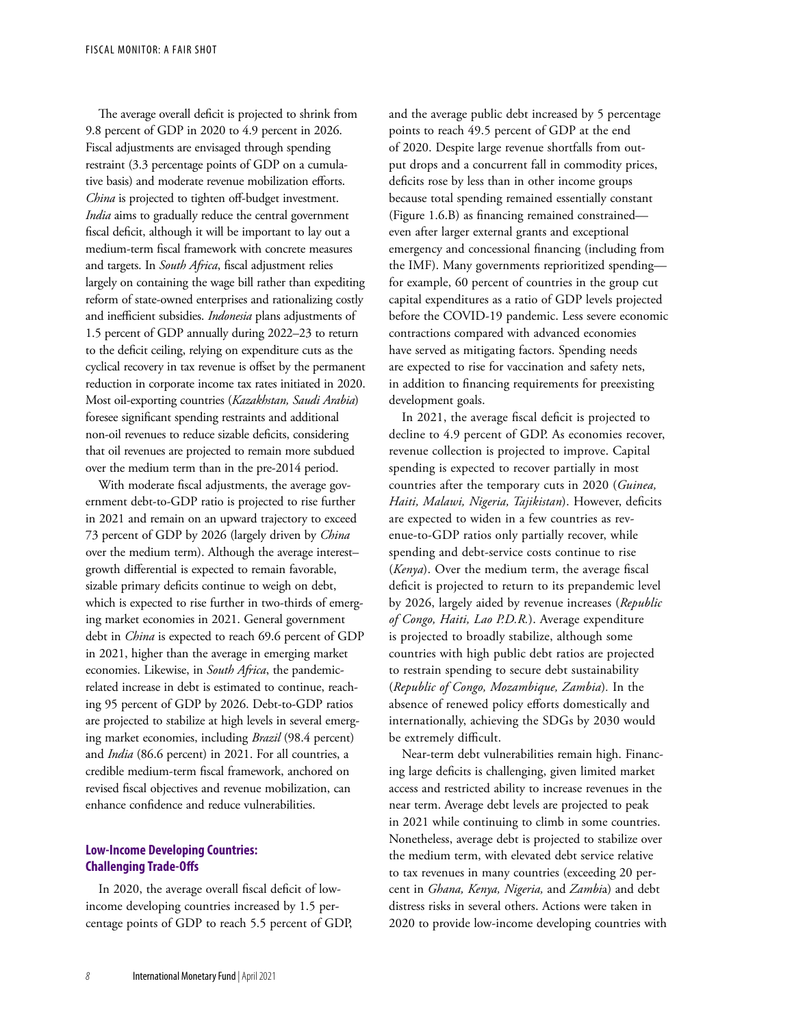The average overall deficit is projected to shrink from 9.8 percent of GDP in 2020 to 4.9 percent in 2026. Fiscal adjustments are envisaged through spending restraint (3.3 percentage points of GDP on a cumulative basis) and moderate revenue mobilization efforts. *China* is projected to tighten off-budget investment. *India* aims to gradually reduce the central government fiscal deficit, although it will be important to lay out a medium-term fiscal framework with concrete measures and targets. In *South Africa*, fiscal adjustment relies largely on containing the wage bill rather than expediting reform of state-owned enterprises and rationalizing costly and inefficient subsidies. *Indonesia* plans adjustments of 1.5 percent of GDP annually during 2022–23 to return to the deficit ceiling, relying on expenditure cuts as the cyclical recovery in tax revenue is offset by the permanent reduction in corporate income tax rates initiated in 2020. Most oil-exporting countries (*Kazakhstan, Saudi Arabia*) foresee significant spending restraints and additional non-oil revenues to reduce sizable deficits, considering that oil revenues are projected to remain more subdued over the medium term than in the pre-2014 period.

With moderate fiscal adjustments, the average government debt-to-GDP ratio is projected to rise further in 2021 and remain on an upward trajectory to exceed 73 percent of GDP by 2026 (largely driven by *China* over the medium term). Although the average interest–growth differential is expected to remain favorable, sizable primary deficits continue to weigh on debt, which is expected to rise further in two-thirds of emerging market economies in 2021. General government debt in *China* is expected to reach 69.6 percent of GDP in 2021, higher than the average in emerging market economies. Likewise, in *South Africa*, the pandemic-related increase in debt is estimated to continue, reaching 95 percent of GDP by 2026. Debt-to-GDP ratios are projected to stabilize at high levels in several emerging market economies, including *Brazil* (98.4 percent) and *India* (86.6 percent) in 2021. For all countries, a credible medium-term fiscal framework, anchored on revised fiscal objectives and revenue mobilization, can enhance confidence and reduce vulnerabilities.

### Low-Income Developing Countries: Challenging Trade-Offs

In 2020, the average overall fiscal deficit of low-income developing countries increased by 1.5 percentage points of GDP to reach 5.5 percent of GDP, and the average public debt increased by 5 percentage points to reach 49.5 percent of GDP at the end of 2020. Despite large revenue shortfalls from output drops and a concurrent fall in commodity prices, deficits rose by less than in other income groups because total spending remained essentially constant (Figure 1.6.B) as financing remained constrained—even after larger external grants and exceptional emergency and concessional financing (including from the IMF). Many governments reprioritized spending—for example, 60 percent of countries in the group cut capital expenditures as a ratio of GDP levels projected before the COVID-19 pandemic. Less severe economic contractions compared with advanced economies have served as mitigating factors. Spending needs are expected to rise for vaccination and safety nets, in addition to financing requirements for preexisting development goals.

In 2021, the average fiscal deficit is projected to decline to 4.9 percent of GDP. As economies recover, revenue collection is projected to improve. Capital spending is expected to recover partially in most countries after the temporary cuts in 2020 (*Guinea, Haiti, Malawi, Nigeria, Tajikistan*). However, deficits are expected to widen in a few countries as revenue-to-GDP ratios only partially recover, while spending and debt-service costs continue to rise (*Kenya*). Over the medium term, the average fiscal deficit is projected to return to its prepandemic level by 2026, largely aided by revenue increases (*Republic of Congo, Haiti, Lao P.D.R.*). Average expenditure is projected to broadly stabilize, although some countries with high public debt ratios are projected to restrain spending to secure debt sustainability (*Republic of Congo, Mozambique, Zambia*). In the absence of renewed policy efforts domestically and internationally, achieving the SDGs by 2030 would be extremely difficult.

Near-term debt vulnerabilities remain high. Financing large deficits is challenging, given limited market access and restricted ability to increase revenues in the near term. Average debt levels are projected to peak in 2021 while continuing to climb in some countries. Nonetheless, average debt is projected to stabilize over the medium term, with elevated debt service relative to tax revenues in many countries (exceeding 20 percent in *Ghana, Kenya, Nigeria,* and *Zambia*) and debt distress risks in several others. Actions were taken in 2020 to provide low-income developing countries with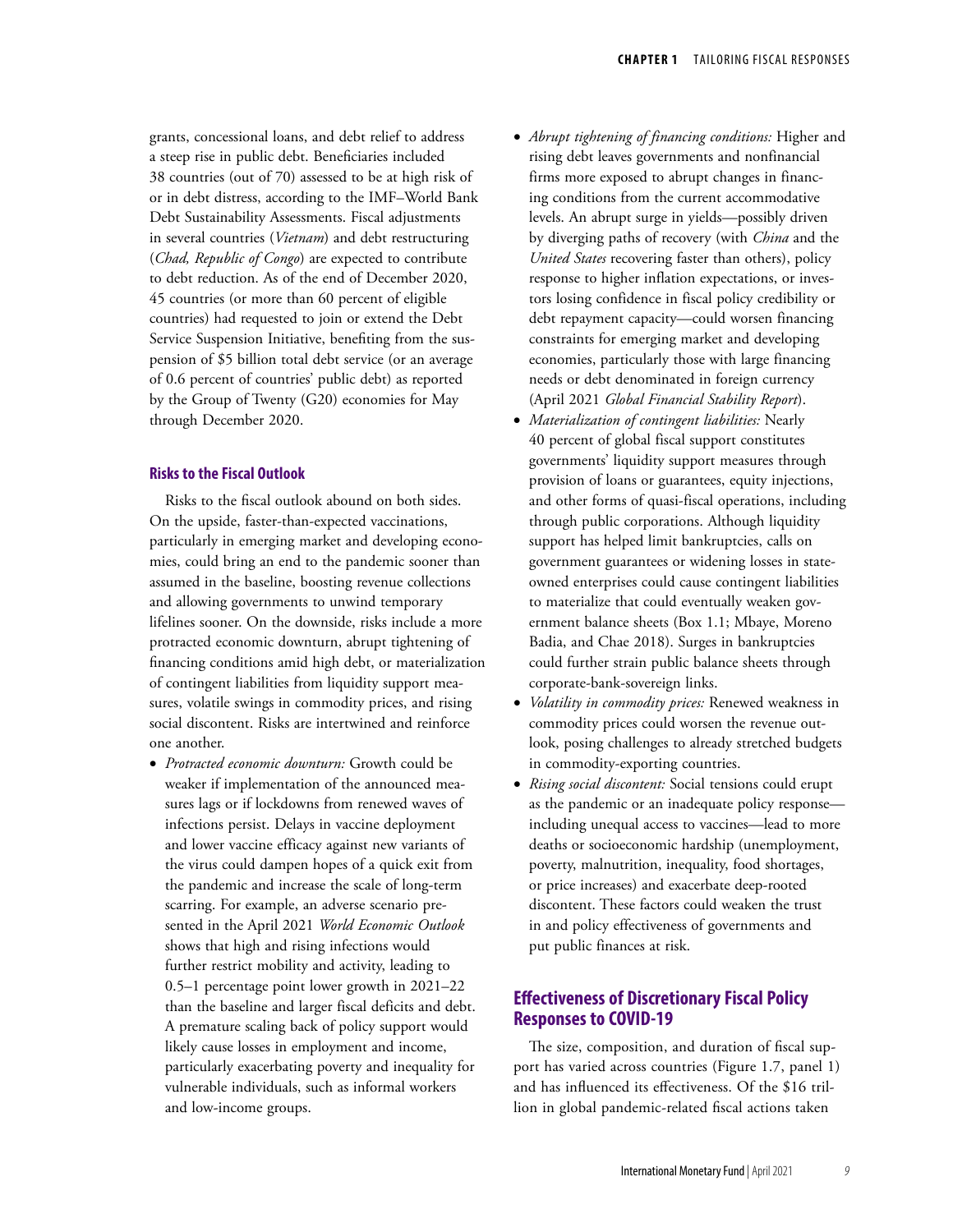grants, concessional loans, and debt relief to address a steep rise in public debt. Beneficiaries included 38 countries (out of 70) assessed to be at high risk of or in debt distress, according to the IMF–World Bank Debt Sustainability Assessments. Fiscal adjustments in several countries (*Vietnam*) and debt restructuring (*Chad, Republic of Congo*) are expected to contribute to debt reduction. As of the end of December 2020, 45 countries (or more than 60 percent of eligible countries) had requested to join or extend the Debt Service Suspension Initiative, benefiting from the suspension of $5 billion total debt service (or an average of 0.6 percent of countries' public debt) as reported by the Group of Twenty (G20) economies for May through December 2020.

### Risks to the Fiscal Outlook

Risks to the fiscal outlook abound on both sides. On the upside, faster-than-expected vaccinations, particularly in emerging market and developing economies, could bring an end to the pandemic sooner than assumed in the baseline, boosting revenue collections and allowing governments to unwind temporary lifelines sooner. On the downside, risks include a more protracted economic downturn, abrupt tightening of financing conditions amid high debt, or materialization of contingent liabilities from liquidity support measures, volatile swings in commodity prices, and rising social discontent. Risks are intertwined and reinforce one another.

- *Protracted economic downturn:* Growth could be weaker if implementation of the announced measures lags or if lockdowns from renewed waves of infections persist. Delays in vaccine deployment and lower vaccine efficacy against new variants of the virus could dampen hopes of a quick exit from the pandemic and increase the scale of long-term scarring. For example, an adverse scenario presented in the April 2021 *World Economic Outlook* shows that high and rising infections would further restrict mobility and activity, leading to 0.5–1 percentage point lower growth in 2021–22 than the baseline and larger fiscal deficits and debt. A premature scaling back of policy support would likely cause losses in employment and income, particularly exacerbating poverty and inequality for vulnerable individuals, such as informal workers and low-income groups.
- *Abrupt tightening of financing conditions:* Higher and rising debt leaves governments and nonfinancial firms more exposed to abrupt changes in financing conditions from the current accommodative levels. An abrupt surge in yields—possibly driven by diverging paths of recovery (with *China* and the *United States* recovering faster than others), policy response to higher inflation expectations, or investors losing confidence in fiscal policy credibility or debt repayment capacity—could worsen financing constraints for emerging market and developing economies, particularly those with large financing needs or debt denominated in foreign currency (April 2021 *Global Financial Stability Report*).
- *Materialization of contingent liabilities:* Nearly 40 percent of global fiscal support constitutes governments' liquidity support measures through provision of loans or guarantees, equity injections, and other forms of quasi-fiscal operations, including through public corporations. Although liquidity support has helped limit bankruptcies, calls on government guarantees or widening losses in state-owned enterprises could cause contingent liabilities to materialize that could eventually weaken government balance sheets (Box 1.1; Mbaye, Moreno Badia, and Chae 2018). Surges in bankruptcies could further strain public balance sheets through corporate-bank-sovereign links.
- *Volatility in commodity prices:* Renewed weakness in commodity prices could worsen the revenue outlook, posing challenges to already stretched budgets in commodity-exporting countries.
- *Rising social discontent:* Social tensions could erupt as the pandemic or an inadequate policy response—including unequal access to vaccines—lead to more deaths or socioeconomic hardship (unemployment, poverty, malnutrition, inequality, food shortages, or price increases) and exacerbate deep-rooted discontent. These factors could weaken the trust in and policy effectiveness of governments and put public finances at risk.

## Effectiveness of Discretionary Fiscal Policy Responses to COVID-19

The size, composition, and duration of fiscal support has varied across countries (Figure 1.7, panel 1) and has influenced its effectiveness. Of the $16 trillion in global pandemic-related fiscal actions taken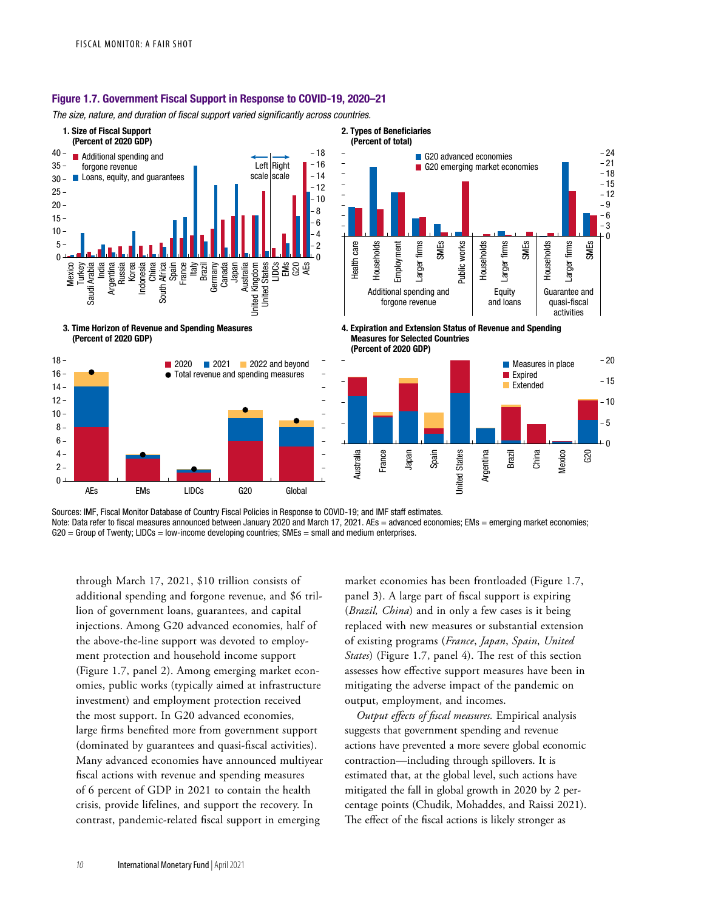## Figure 1.7. Government Fiscal Support in Response to COVID-19, 2020–21

*The size, nature, and duration of fiscal support varied significantly across countries.*

**1. Size of Fiscal Support (Percent of 2020 GDP)**

**2. Types of Beneficiaries (Percent of total)**

**3. Time Horizon of Revenue and Spending Measures (Percent of 2020 GDP)**

**4. Expiration and Extension Status of Revenue and Spending Measures for Selected Countries (Percent of 2020 GDP)**

Sources: IMF, Fiscal Monitor Database of Country Fiscal Policies in Response to COVID-19; and IMF staff estimates.
Note: Data refer to fiscal measures announced between January 2020 and March 17, 2021. AEs = advanced economies; EMs = emerging market economies; G20 = Group of Twenty; LIDCs = low-income developing countries; SMEs = small and medium enterprises.

through March 17, 2021, $10 trillion consists of additional spending and forgone revenue, and $6 trillion of government loans, guarantees, and capital injections. Among G20 advanced economies, half of the above-the-line support was devoted to employment protection and household income support (Figure 1.7, panel 2). Among emerging market economies, public works (typically aimed at infrastructure investment) and employment protection received the most support. In G20 advanced economies, large firms benefited more from government support (dominated by guarantees and quasi-fiscal activities). Many advanced economies have announced multiyear fiscal actions with revenue and spending measures of 6 percent of GDP in 2021 to contain the health crisis, provide lifelines, and support the recovery. In contrast, pandemic-related fiscal support in emerging market economies has been frontloaded (Figure 1.7, panel 3). A large part of fiscal support is expiring (*Brazil, China*) and in only a few cases is it being replaced with new measures or substantial extension of existing programs (*France*, *Japan*, *Spain*, *United States*) (Figure 1.7, panel 4). The rest of this section assesses how effective support measures have been in mitigating the adverse impact of the pandemic on output, employment, and incomes.

*Output effects of fiscal measures.* Empirical analysis suggests that government spending and revenue actions have prevented a more severe global economic contraction—including through spillovers. It is estimated that, at the global level, such actions have mitigated the fall in global growth in 2020 by 2 percentage points (Chudik, Mohaddes, and Raissi 2021). The effect of the fiscal actions is likely stronger as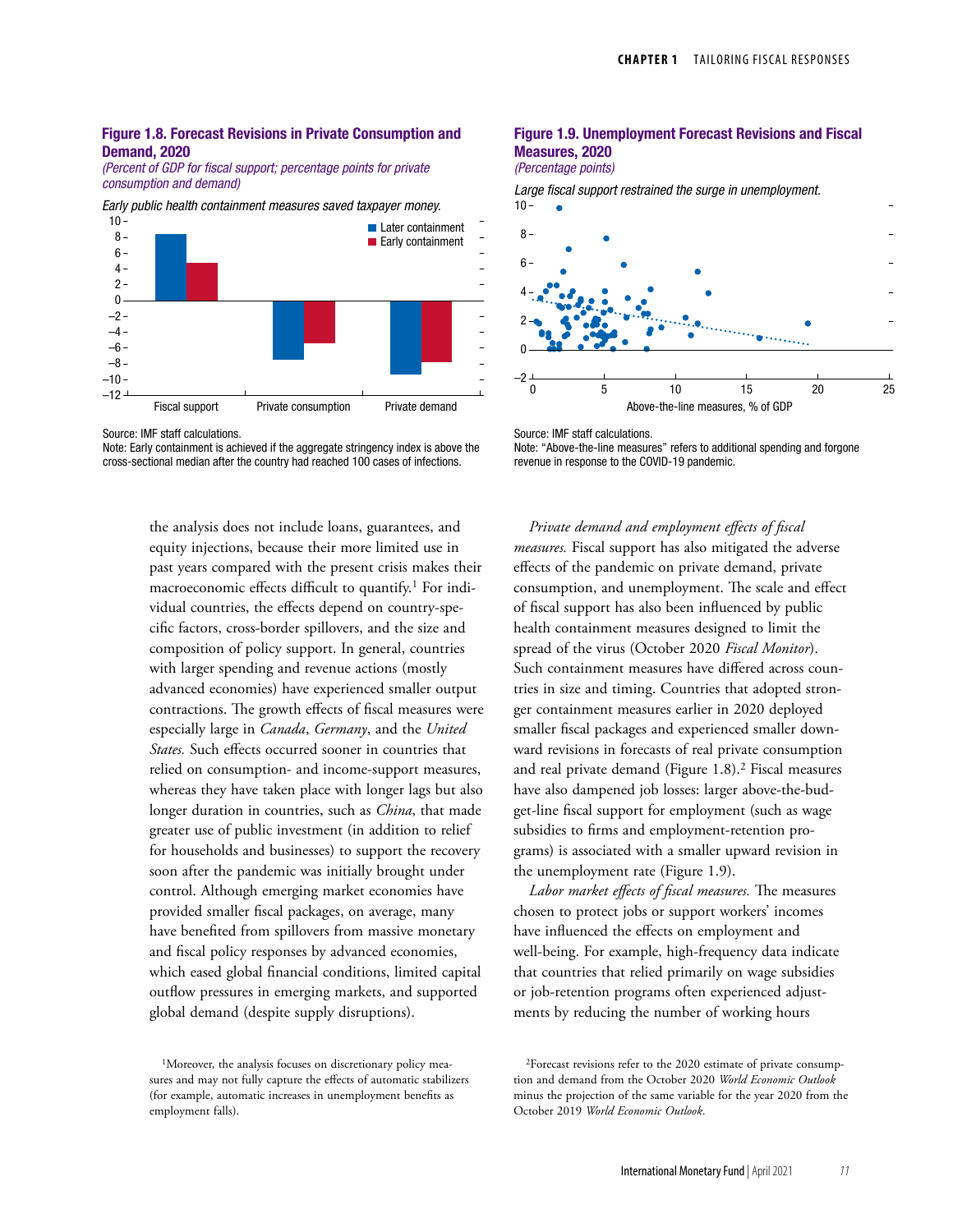**Figure 1.8. Forecast Revisions in Private Consumption and Demand, 2020**

*(Percent of GDP for fiscal support; percentage points for private consumption and demand)*

*Early public health containment measures saved taxpayer money.*

Source: IMF staff calculations.

Note: Early containment is achieved if the aggregate stringency index is above the cross-sectional median after the country had reached 100 cases of infections.

**Figure 1.9. Unemployment Forecast Revisions and Fiscal Measures, 2020**

*(Percentage points)*

*Large fiscal support restrained the surge in unemployment.*

Source: IMF staff calculations.

Note: "Above-the-line measures" refers to additional spending and forgone revenue in response to the COVID-19 pandemic.

the analysis does not include loans, guarantees, and equity injections, because their more limited use in past years compared with the present crisis makes their macroeconomic effects difficult to quantify.[1] For individual countries, the effects depend on country-specific factors, cross-border spillovers, and the size and composition of policy support. In general, countries with larger spending and revenue actions (mostly advanced economies) have experienced smaller output contractions. The growth effects of fiscal measures were especially large in *Canada*, *Germany*, and the *United States.* Such effects occurred sooner in countries that relied on consumption- and income-support measures, whereas they have taken place with longer lags but also longer duration in countries, such as *China*, that made greater use of public investment (in addition to relief for households and businesses) to support the recovery soon after the pandemic was initially brought under control. Although emerging market economies have provided smaller fiscal packages, on average, many have benefited from spillovers from massive monetary and fiscal policy responses by advanced economies, which eased global financial conditions, limited capital outflow pressures in emerging markets, and supported global demand (despite supply disruptions).

*Private demand and employment effects of fiscal measures.* Fiscal support has also mitigated the adverse effects of the pandemic on private demand, private consumption, and unemployment. The scale and effect of fiscal support has also been influenced by public health containment measures designed to limit the spread of the virus (October 2020 *Fiscal Monitor*). Such containment measures have differed across countries in size and timing. Countries that adopted stronger containment measures earlier in 2020 deployed smaller fiscal packages and experienced smaller downward revisions in forecasts of real private consumption and real private demand (Figure 1.8).[2] Fiscal measures have also dampened job losses: larger above-the-budget-line fiscal support for employment (such as wage subsidies to firms and employment-retention programs) is associated with a smaller upward revision in the unemployment rate (Figure 1.9).

*Labor market effects of fiscal measures.* The measures chosen to protect jobs or support workers' incomes have influenced the effects on employment and well-being. For example, high-frequency data indicate that countries that relied primarily on wage subsidies or job-retention programs often experienced adjustments by reducing the number of working hours

[1]Moreover, the analysis focuses on discretionary policy measures and may not fully capture the effects of automatic stabilizers (for example, automatic increases in unemployment benefits as employment falls).

[2]Forecast revisions refer to the 2020 estimate of private consumption and demand from the October 2020 *World Economic Outlook* minus the projection of the same variable for the year 2020 from the October 2019 *World Economic Outlook*.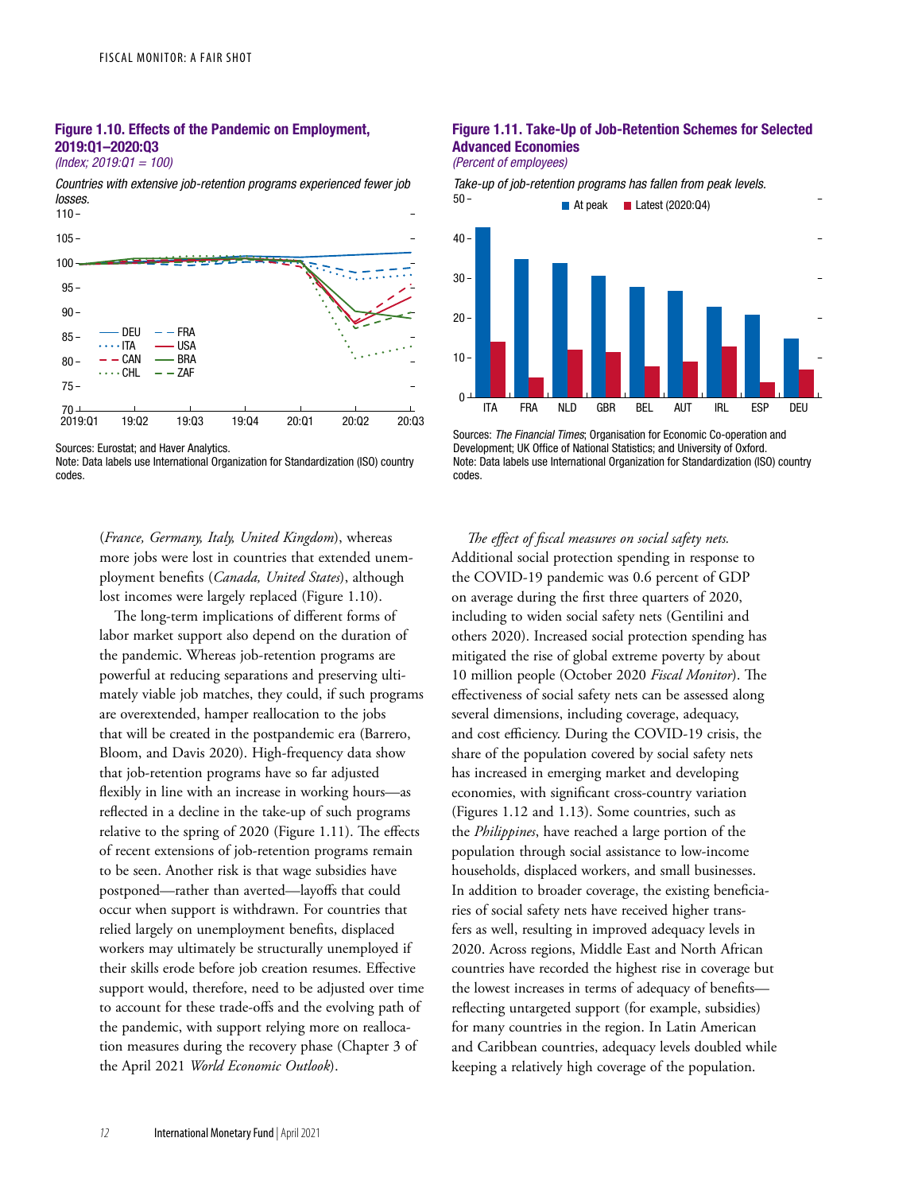### Figure 1.10. Effects of the Pandemic on Employment, 2019:Q1–2020:Q3

*(Index; 2019:Q1 = 100)*

*Countries with extensive job-retention programs experienced fewer job losses.*

Sources: Eurostat; and Haver Analytics.
Note: Data labels use International Organization for Standardization (ISO) country codes.

### Figure 1.11. Take-Up of Job-Retention Schemes for Selected Advanced Economies

*(Percent of employees)*

*Take-up of job-retention programs has fallen from peak levels.*

Sources: *The Financial Times*; Organisation for Economic Co-operation and Development; UK Office of National Statistics; and University of Oxford.
Note: Data labels use International Organization for Standardization (ISO) country codes.

(*France, Germany, Italy, United Kingdom*), whereas more jobs were lost in countries that extended unemployment benefits (*Canada, United States*), although lost incomes were largely replaced (Figure 1.10).

The long-term implications of different forms of labor market support also depend on the duration of the pandemic. Whereas job-retention programs are powerful at reducing separations and preserving ultimately viable job matches, they could, if such programs are overextended, hamper reallocation to the jobs that will be created in the postpandemic era (Barrero, Bloom, and Davis 2020). High-frequency data show that job-retention programs have so far adjusted flexibly in line with an increase in working hours—as reflected in a decline in the take-up of such programs relative to the spring of 2020 (Figure 1.11). The effects of recent extensions of job-retention programs remain to be seen. Another risk is that wage subsidies have postponed—rather than averted—layoffs that could occur when support is withdrawn. For countries that relied largely on unemployment benefits, displaced workers may ultimately be structurally unemployed if their skills erode before job creation resumes. Effective support would, therefore, need to be adjusted over time to account for these trade-offs and the evolving path of the pandemic, with support relying more on reallocation measures during the recovery phase (Chapter 3 of the April 2021 *World Economic Outlook*).

*The effect of fiscal measures on social safety nets.* Additional social protection spending in response to the COVID-19 pandemic was 0.6 percent of GDP on average during the first three quarters of 2020, including to widen social safety nets (Gentilini and others 2020). Increased social protection spending has mitigated the rise of global extreme poverty by about 10 million people (October 2020 *Fiscal Monitor*). The effectiveness of social safety nets can be assessed along several dimensions, including coverage, adequacy, and cost efficiency. During the COVID-19 crisis, the share of the population covered by social safety nets has increased in emerging market and developing economies, with significant cross-country variation (Figures 1.12 and 1.13). Some countries, such as the *Philippines*, have reached a large portion of the population through social assistance to low-income households, displaced workers, and small businesses. In addition to broader coverage, the existing beneficiaries of social safety nets have received higher transfers as well, resulting in improved adequacy levels in 2020. Across regions, Middle East and North African countries have recorded the highest rise in coverage but the lowest increases in terms of adequacy of benefits—reflecting untargeted support (for example, subsidies) for many countries in the region. In Latin American and Caribbean countries, adequacy levels doubled while keeping a relatively high coverage of the population.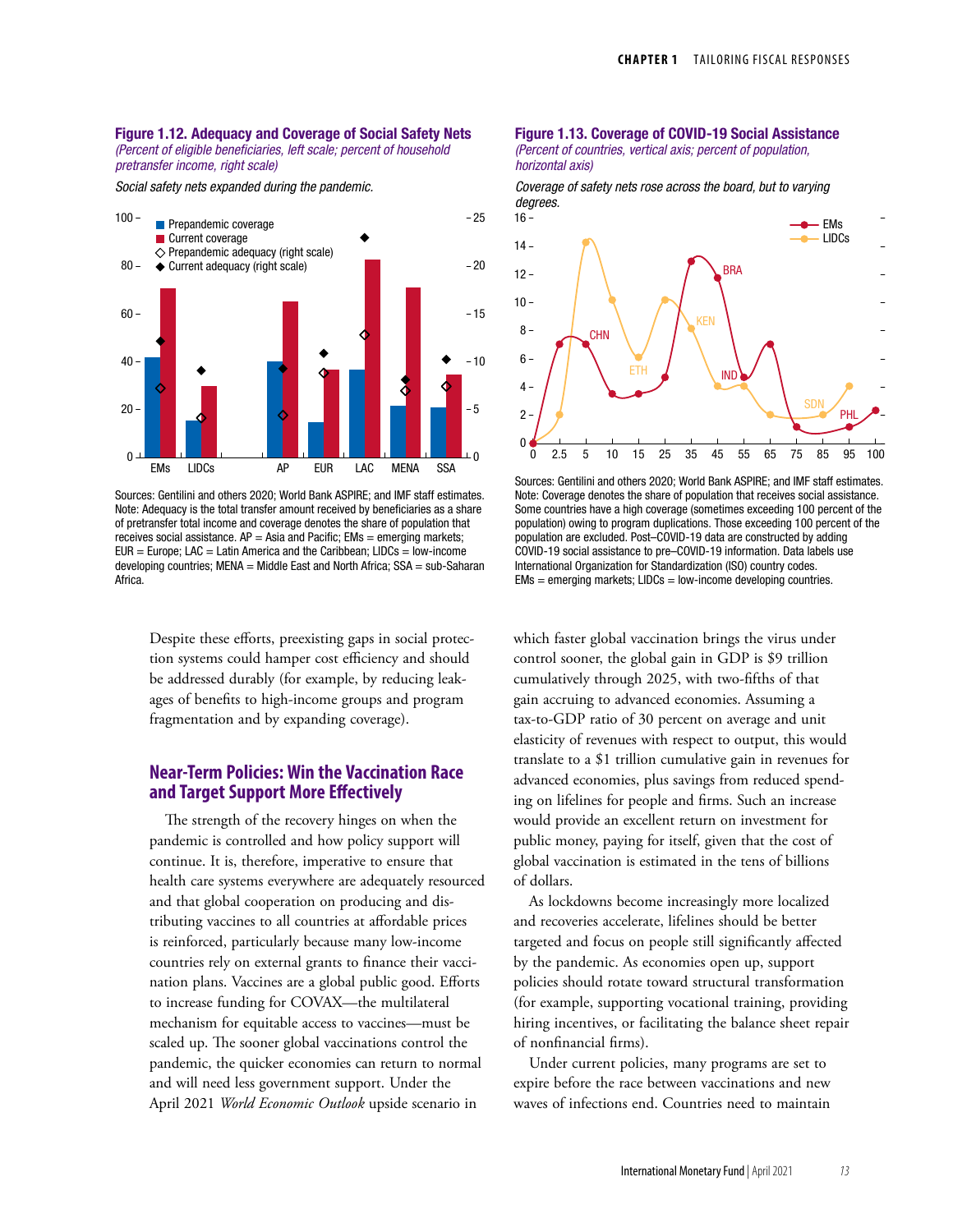**Figure 1.12. Adequacy and Coverage of Social Safety Nets**

*(Percent of eligible beneficiaries, left scale; percent of household pretransfer income, right scale)*

*Social safety nets expanded during the pandemic.*

Sources: Gentilini and others 2020; World Bank ASPIRE; and IMF staff estimates.
Note: Adequacy is the total transfer amount received by beneficiaries as a share of pretransfer total income and coverage denotes the share of population that receives social assistance. AP = Asia and Pacific; EMs = emerging markets; EUR = Europe; LAC = Latin America and the Caribbean; LIDCs = low-income developing countries; MENA = Middle East and North Africa; SSA = sub-Saharan Africa.

**Figure 1.13. Coverage of COVID-19 Social Assistance**

*(Percent of countries, vertical axis; percent of population, horizontal axis)*

*Coverage of safety nets rose across the board, but to varying degrees.*

Sources: Gentilini and others 2020; World Bank ASPIRE; and IMF staff estimates.
Note: Coverage denotes the share of population that receives social assistance. Some countries have a high coverage (sometimes exceeding 100 percent of the population) owing to program duplications. Those exceeding 100 percent of the population are excluded. Post–COVID-19 data are constructed by adding COVID-19 social assistance to pre–COVID-19 information. Data labels use International Organization for Standardization (ISO) country codes.
EMs = emerging markets; LIDCs = low-income developing countries.

Despite these efforts, preexisting gaps in social protection systems could hamper cost efficiency and should be addressed durably (for example, by reducing leakages of benefits to high-income groups and program fragmentation and by expanding coverage).

## Near-Term Policies: Win the Vaccination Race and Target Support More Effectively

The strength of the recovery hinges on when the pandemic is controlled and how policy support will continue. It is, therefore, imperative to ensure that health care systems everywhere are adequately resourced and that global cooperation on producing and distributing vaccines to all countries at affordable prices is reinforced, particularly because many low-income countries rely on external grants to finance their vaccination plans. Vaccines are a global public good. Efforts to increase funding for COVAX—the multilateral mechanism for equitable access to vaccines—must be scaled up. The sooner global vaccinations control the pandemic, the quicker economies can return to normal and will need less government support. Under the April 2021 *World Economic Outlook* upside scenario in which faster global vaccination brings the virus under control sooner, the global gain in GDP is $9 trillion cumulatively through 2025, with two-fifths of that gain accruing to advanced economies. Assuming a tax-to-GDP ratio of 30 percent on average and unit elasticity of revenues with respect to output, this would translate to a $1 trillion cumulative gain in revenues for advanced economies, plus savings from reduced spending on lifelines for people and firms. Such an increase would provide an excellent return on investment for public money, paying for itself, given that the cost of global vaccination is estimated in the tens of billions of dollars.

As lockdowns become increasingly more localized and recoveries accelerate, lifelines should be better targeted and focus on people still significantly affected by the pandemic. As economies open up, support policies should rotate toward structural transformation (for example, supporting vocational training, providing hiring incentives, or facilitating the balance sheet repair of nonfinancial firms).

Under current policies, many programs are set to expire before the race between vaccinations and new waves of infections end. Countries need to maintain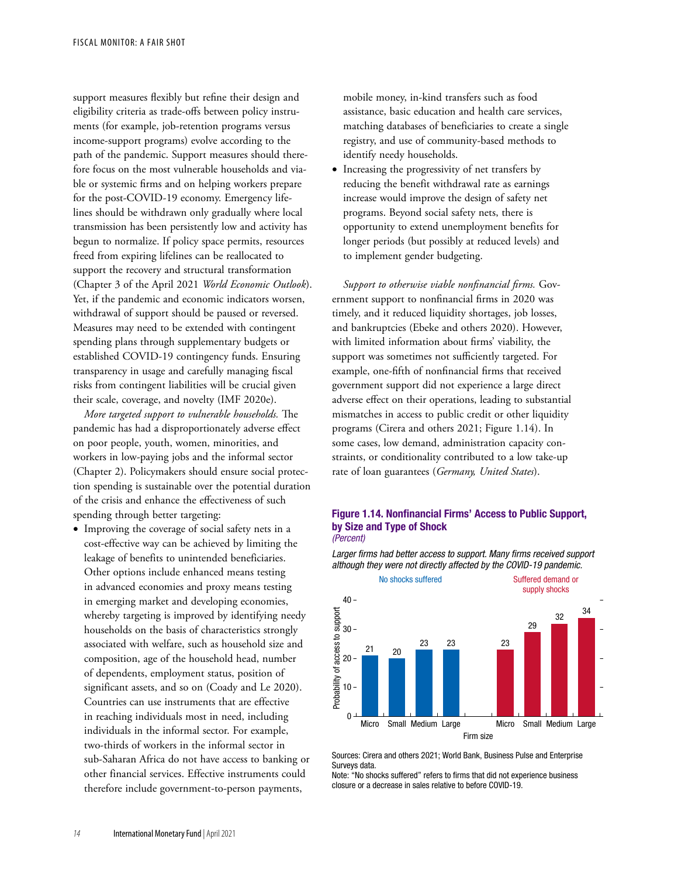support measures flexibly but refine their design and eligibility criteria as trade-offs between policy instruments (for example, job-retention programs versus income-support programs) evolve according to the path of the pandemic. Support measures should therefore focus on the most vulnerable households and viable or systemic firms and on helping workers prepare for the post-COVID-19 economy. Emergency lifelines should be withdrawn only gradually where local transmission has been persistently low and activity has begun to normalize. If policy space permits, resources freed from expiring lifelines can be reallocated to support the recovery and structural transformation (Chapter 3 of the April 2021 *World Economic Outlook*). Yet, if the pandemic and economic indicators worsen, withdrawal of support should be paused or reversed. Measures may need to be extended with contingent spending plans through supplementary budgets or established COVID-19 contingency funds. Ensuring transparency in usage and carefully managing fiscal risks from contingent liabilities will be crucial given their scale, coverage, and novelty (IMF 2020e).

*More targeted support to vulnerable households.* The pandemic has had a disproportionately adverse effect on poor people, youth, women, minorities, and workers in low-paying jobs and the informal sector (Chapter 2). Policymakers should ensure social protection spending is sustainable over the potential duration of the crisis and enhance the effectiveness of such spending through better targeting:

- Improving the coverage of social safety nets in a cost-effective way can be achieved by limiting the leakage of benefits to unintended beneficiaries. Other options include enhanced means testing in advanced economies and proxy means testing in emerging market and developing economies, whereby targeting is improved by identifying needy households on the basis of characteristics strongly associated with welfare, such as household size and composition, age of the household head, number of dependents, employment status, position of significant assets, and so on (Coady and Le 2020). Countries can use instruments that are effective in reaching individuals most in need, including individuals in the informal sector. For example, two-thirds of workers in the informal sector in sub-Saharan Africa do not have access to banking or other financial services. Effective instruments could therefore include government-to-person payments, mobile money, in-kind transfers such as food assistance, basic education and health care services, matching databases of beneficiaries to create a single registry, and use of community-based methods to identify needy households.
- Increasing the progressivity of net transfers by reducing the benefit withdrawal rate as earnings increase would improve the design of safety net programs. Beyond social safety nets, there is opportunity to extend unemployment benefits for longer periods (but possibly at reduced levels) and to implement gender budgeting.

*Support to otherwise viable nonfinancial firms.* Government support to nonfinancial firms in 2020 was timely, and it reduced liquidity shortages, job losses, and bankruptcies (Ebeke and others 2020). However, with limited information about firms' viability, the support was sometimes not sufficiently targeted. For example, one-fifth of nonfinancial firms that received government support did not experience a large direct adverse effect on their operations, leading to substantial mismatches in access to public credit or other liquidity programs (Cirera and others 2021; Figure 1.14). In some cases, low demand, administration capacity constraints, or conditionality contributed to a low take-up rate of loan guarantees (*Germany, United States*).

**Figure 1.14. Nonfinancial Firms' Access to Public Support, by Size and Type of Shock**
*(Percent)*

*Larger firms had better access to support. Many firms received support although they were not directly affected by the COVID-19 pandemic.*

Probability of access to support, by firm size:

| Firm size | No shocks suffered | Suffered demand or supply shocks |
| --- | --- | --- |
| Micro | 21 | 23 |
| Small | 20 | 29 |
| Medium | 23 | 32 |
| Large | 23 | 34 |

Sources: Cirera and others 2021; World Bank, Business Pulse and Enterprise Surveys data.
Note: "No shocks suffered" refers to firms that did not experience business closure or a decrease in sales relative to before COVID-19.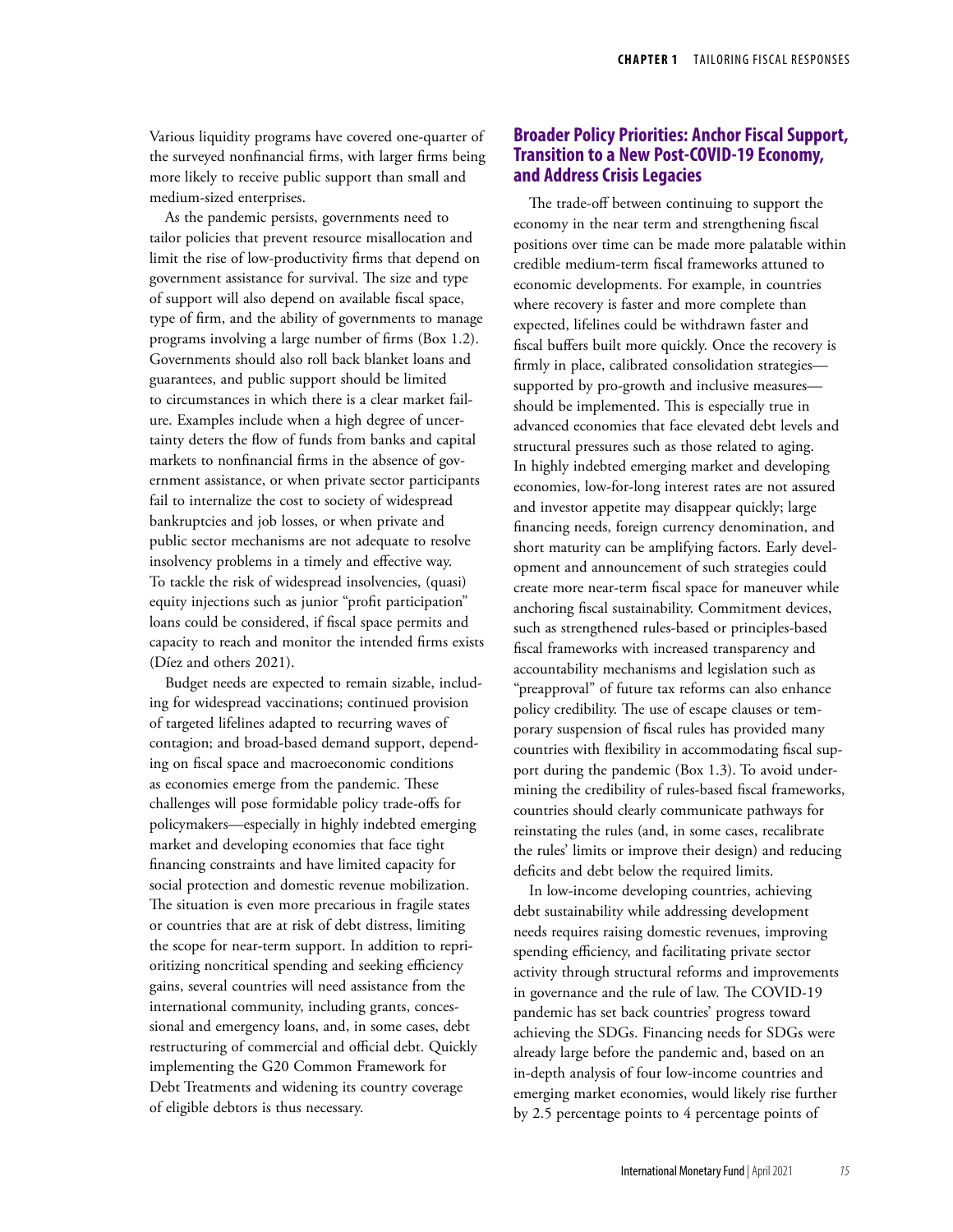Various liquidity programs have covered one-quarter of the surveyed nonfinancial firms, with larger firms being more likely to receive public support than small and medium-sized enterprises.

As the pandemic persists, governments need to tailor policies that prevent resource misallocation and limit the rise of low-productivity firms that depend on government assistance for survival. The size and type of support will also depend on available fiscal space, type of firm, and the ability of governments to manage programs involving a large number of firms (Box 1.2). Governments should also roll back blanket loans and guarantees, and public support should be limited to circumstances in which there is a clear market failure. Examples include when a high degree of uncertainty deters the flow of funds from banks and capital markets to nonfinancial firms in the absence of government assistance, or when private sector participants fail to internalize the cost to society of widespread bankruptcies and job losses, or when private and public sector mechanisms are not adequate to resolve insolvency problems in a timely and effective way. To tackle the risk of widespread insolvencies, (quasi) equity injections such as junior "profit participation" loans could be considered, if fiscal space permits and capacity to reach and monitor the intended firms exists (Díez and others 2021).

Budget needs are expected to remain sizable, including for widespread vaccinations; continued provision of targeted lifelines adapted to recurring waves of contagion; and broad-based demand support, depending on fiscal space and macroeconomic conditions as economies emerge from the pandemic. These challenges will pose formidable policy trade-offs for policymakers—especially in highly indebted emerging market and developing economies that face tight financing constraints and have limited capacity for social protection and domestic revenue mobilization. The situation is even more precarious in fragile states or countries that are at risk of debt distress, limiting the scope for near-term support. In addition to reprioritizing noncritical spending and seeking efficiency gains, several countries will need assistance from the international community, including grants, concessional and emergency loans, and, in some cases, debt restructuring of commercial and official debt. Quickly implementing the G20 Common Framework for Debt Treatments and widening its country coverage of eligible debtors is thus necessary.

## Broader Policy Priorities: Anchor Fiscal Support, Transition to a New Post-COVID-19 Economy, and Address Crisis Legacies

The trade-off between continuing to support the economy in the near term and strengthening fiscal positions over time can be made more palatable within credible medium-term fiscal frameworks attuned to economic developments. For example, in countries where recovery is faster and more complete than expected, lifelines could be withdrawn faster and fiscal buffers built more quickly. Once the recovery is firmly in place, calibrated consolidation strategies—supported by pro-growth and inclusive measures—should be implemented. This is especially true in advanced economies that face elevated debt levels and structural pressures such as those related to aging. In highly indebted emerging market and developing economies, low-for-long interest rates are not assured and investor appetite may disappear quickly; large financing needs, foreign currency denomination, and short maturity can be amplifying factors. Early development and announcement of such strategies could create more near-term fiscal space for maneuver while anchoring fiscal sustainability. Commitment devices, such as strengthened rules-based or principles-based fiscal frameworks with increased transparency and accountability mechanisms and legislation such as "preapproval" of future tax reforms can also enhance policy credibility. The use of escape clauses or temporary suspension of fiscal rules has provided many countries with flexibility in accommodating fiscal support during the pandemic (Box 1.3). To avoid undermining the credibility of rules-based fiscal frameworks, countries should clearly communicate pathways for reinstating the rules (and, in some cases, recalibrate the rules' limits or improve their design) and reducing deficits and debt below the required limits.

In low-income developing countries, achieving debt sustainability while addressing development needs requires raising domestic revenues, improving spending efficiency, and facilitating private sector activity through structural reforms and improvements in governance and the rule of law. The COVID-19 pandemic has set back countries' progress toward achieving the SDGs. Financing needs for SDGs were already large before the pandemic and, based on an in-depth analysis of four low-income countries and emerging market economies, would likely rise further by 2.5 percentage points to 4 percentage points of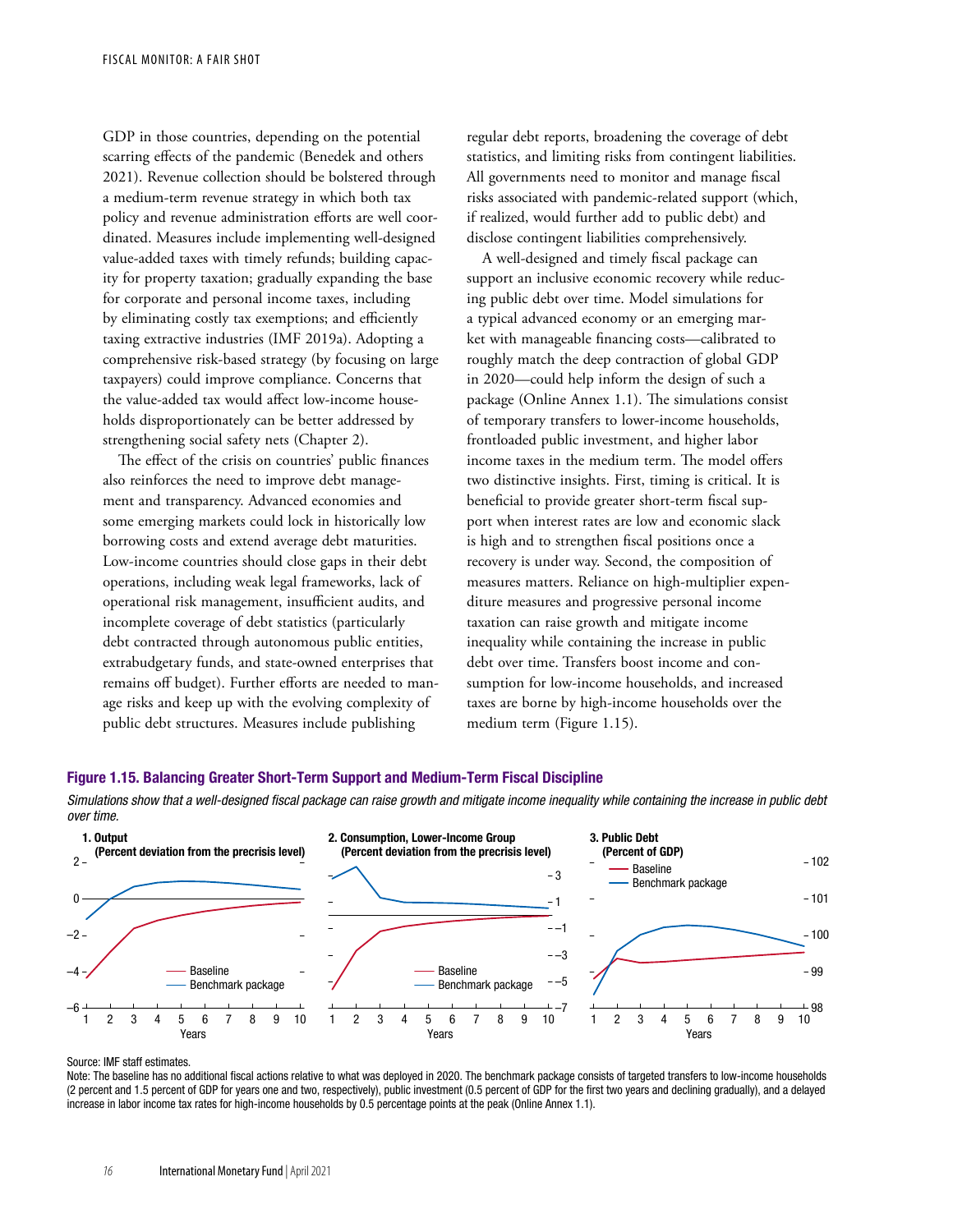GDP in those countries, depending on the potential scarring effects of the pandemic (Benedek and others 2021). Revenue collection should be bolstered through a medium-term revenue strategy in which both tax policy and revenue administration efforts are well coordinated. Measures include implementing well-designed value-added taxes with timely refunds; building capacity for property taxation; gradually expanding the base for corporate and personal income taxes, including by eliminating costly tax exemptions; and efficiently taxing extractive industries (IMF 2019a). Adopting a comprehensive risk-based strategy (by focusing on large taxpayers) could improve compliance. Concerns that the value-added tax would affect low-income households disproportionately can be better addressed by strengthening social safety nets (Chapter 2).

The effect of the crisis on countries' public finances also reinforces the need to improve debt management and transparency. Advanced economies and some emerging markets could lock in historically low borrowing costs and extend average debt maturities. Low-income countries should close gaps in their debt operations, including weak legal frameworks, lack of operational risk management, insufficient audits, and incomplete coverage of debt statistics (particularly debt contracted through autonomous public entities, extrabudgetary funds, and state-owned enterprises that remains off budget). Further efforts are needed to manage risks and keep up with the evolving complexity of public debt structures. Measures include publishing regular debt reports, broadening the coverage of debt statistics, and limiting risks from contingent liabilities. All governments need to monitor and manage fiscal risks associated with pandemic-related support (which, if realized, would further add to public debt) and disclose contingent liabilities comprehensively.

A well-designed and timely fiscal package can support an inclusive economic recovery while reducing public debt over time. Model simulations for a typical advanced economy or an emerging market with manageable financing costs—calibrated to roughly match the deep contraction of global GDP in 2020—could help inform the design of such a package (Online Annex 1.1). The simulations consist of temporary transfers to lower-income households, frontloaded public investment, and higher labor income taxes in the medium term. The model offers two distinctive insights. First, timing is critical. It is beneficial to provide greater short-term fiscal support when interest rates are low and economic slack is high and to strengthen fiscal positions once a recovery is under way. Second, the composition of measures matters. Reliance on high-multiplier expenditure measures and progressive personal income taxation can raise growth and mitigate income inequality while containing the increase in public debt over time. Transfers boost income and consumption for low-income households, and increased taxes are borne by high-income households over the medium term (Figure 1.15).

**Figure 1.15. Balancing Greater Short-Term Support and Medium-Term Fiscal Discipline**

*Simulations show that a well-designed fiscal package can raise growth and mitigate income inequality while containing the increase in public debt over time.*

Source: IMF staff estimates.

Note: The baseline has no additional fiscal actions relative to what was deployed in 2020. The benchmark package consists of targeted transfers to low-income households (2 percent and 1.5 percent of GDP for years one and two, respectively), public investment (0.5 percent of GDP for the first two years and declining gradually), and a delayed increase in labor income tax rates for high-income households by 0.5 percentage points at the peak (Online Annex 1.1).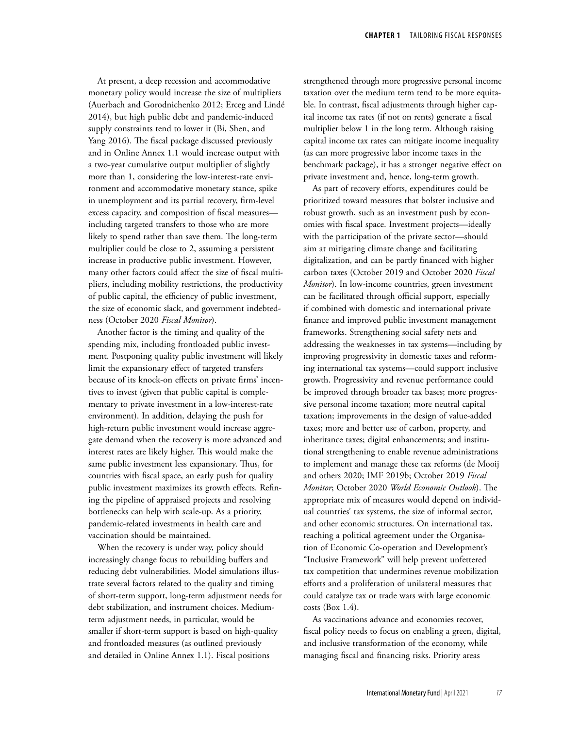At present, a deep recession and accommodative monetary policy would increase the size of multipliers (Auerbach and Gorodnichenko 2012; Erceg and Lindé 2014), but high public debt and pandemic-induced supply constraints tend to lower it (Bi, Shen, and Yang 2016). The fiscal package discussed previously and in Online Annex 1.1 would increase output with a two-year cumulative output multiplier of slightly more than 1, considering the low-interest-rate environment and accommodative monetary stance, spike in unemployment and its partial recovery, firm-level excess capacity, and composition of fiscal measures—including targeted transfers to those who are more likely to spend rather than save them. The long-term multiplier could be close to 2, assuming a persistent increase in productive public investment. However, many other factors could affect the size of fiscal multipliers, including mobility restrictions, the productivity of public capital, the efficiency of public investment, the size of economic slack, and government indebtedness (October 2020 *Fiscal Monitor*).

Another factor is the timing and quality of the spending mix, including frontloaded public investment. Postponing quality public investment will likely limit the expansionary effect of targeted transfers because of its knock-on effects on private firms' incentives to invest (given that public capital is complementary to private investment in a low-interest-rate environment). In addition, delaying the push for high-return public investment would increase aggregate demand when the recovery is more advanced and interest rates are likely higher. This would make the same public investment less expansionary. Thus, for countries with fiscal space, an early push for quality public investment maximizes its growth effects. Refining the pipeline of appraised projects and resolving bottlenecks can help with scale-up. As a priority, pandemic-related investments in health care and vaccination should be maintained.

When the recovery is under way, policy should increasingly change focus to rebuilding buffers and reducing debt vulnerabilities. Model simulations illustrate several factors related to the quality and timing of short-term support, long-term adjustment needs for debt stabilization, and instrument choices. Medium-term adjustment needs, in particular, would be smaller if short-term support is based on high-quality and frontloaded measures (as outlined previously and detailed in Online Annex 1.1). Fiscal positions strengthened through more progressive personal income taxation over the medium term tend to be more equitable. In contrast, fiscal adjustments through higher capital income tax rates (if not on rents) generate a fiscal multiplier below 1 in the long term. Although raising capital income tax rates can mitigate income inequality (as can more progressive labor income taxes in the benchmark package), it has a stronger negative effect on private investment and, hence, long-term growth.

As part of recovery efforts, expenditures could be prioritized toward measures that bolster inclusive and robust growth, such as an investment push by economies with fiscal space. Investment projects—ideally with the participation of the private sector—should aim at mitigating climate change and facilitating digitalization, and can be partly financed with higher carbon taxes (October 2019 and October 2020 *Fiscal Monitor*). In low-income countries, green investment can be facilitated through official support, especially if combined with domestic and international private finance and improved public investment management frameworks. Strengthening social safety nets and addressing the weaknesses in tax systems—including by improving progressivity in domestic taxes and reforming international tax systems—could support inclusive growth. Progressivity and revenue performance could be improved through broader tax bases; more progressive personal income taxation; more neutral capital taxation; improvements in the design of value-added taxes; more and better use of carbon, property, and inheritance taxes; digital enhancements; and institutional strengthening to enable revenue administrations to implement and manage these tax reforms (de Mooij and others 2020; IMF 2019b; October 2019 *Fiscal Monitor*; October 2020 *World Economic Outlook*). The appropriate mix of measures would depend on individual countries' tax systems, the size of informal sector, and other economic structures. On international tax, reaching a political agreement under the Organisation of Economic Co-operation and Development's "Inclusive Framework" will help prevent unfettered tax competition that undermines revenue mobilization efforts and a proliferation of unilateral measures that could catalyze tax or trade wars with large economic costs (Box 1.4).

As vaccinations advance and economies recover, fiscal policy needs to focus on enabling a green, digital, and inclusive transformation of the economy, while managing fiscal and financing risks. Priority areas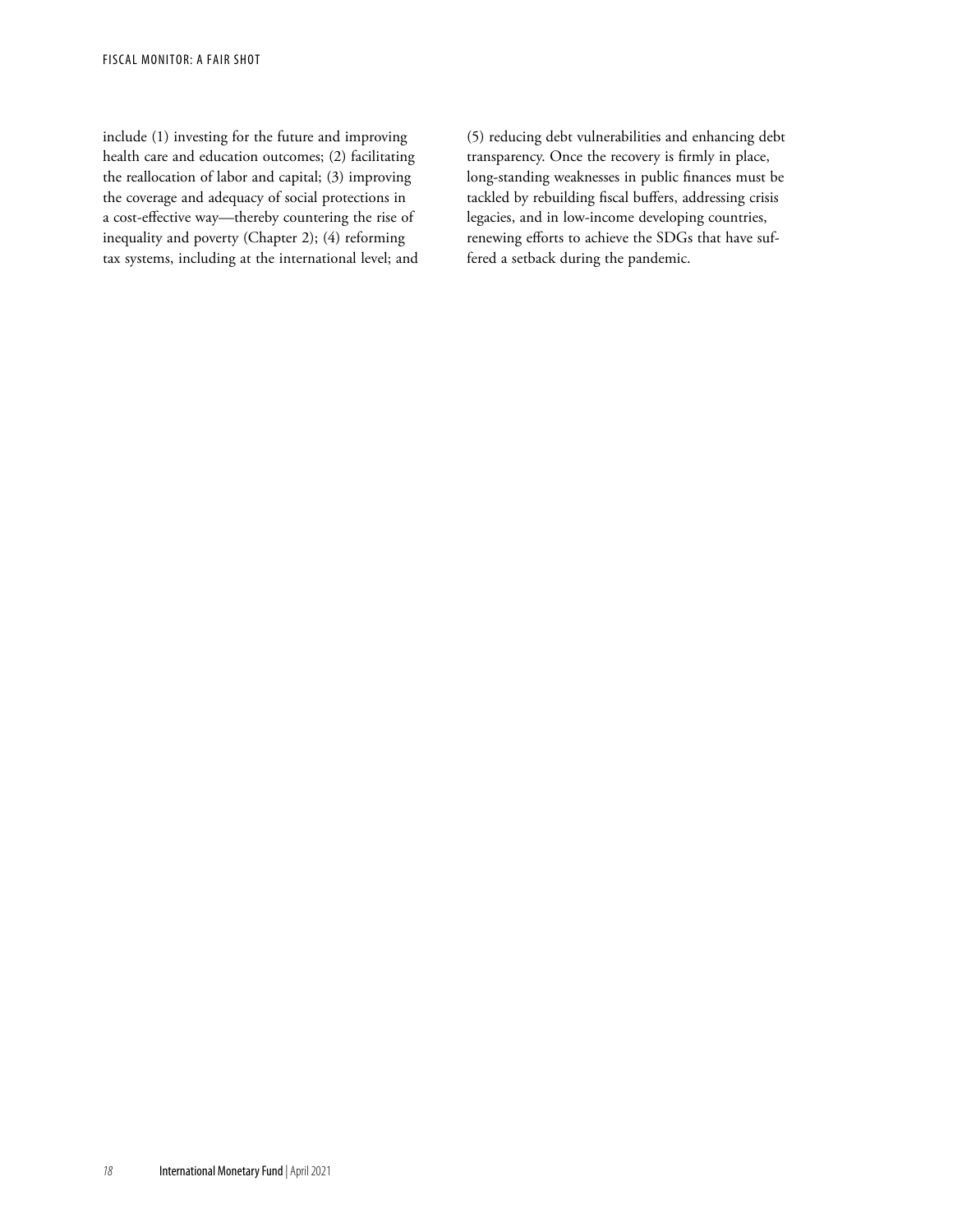include (1) investing for the future and improving health care and education outcomes; (2) facilitating the reallocation of labor and capital; (3) improving the coverage and adequacy of social protections in a cost-effective way—thereby countering the rise of inequality and poverty (Chapter 2); (4) reforming tax systems, including at the international level; and (5) reducing debt vulnerabilities and enhancing debt transparency. Once the recovery is firmly in place, long-standing weaknesses in public finances must be tackled by rebuilding fiscal buffers, addressing crisis legacies, and in low-income developing countries, renewing efforts to achieve the SDGs that have suffered a setback during the pandemic.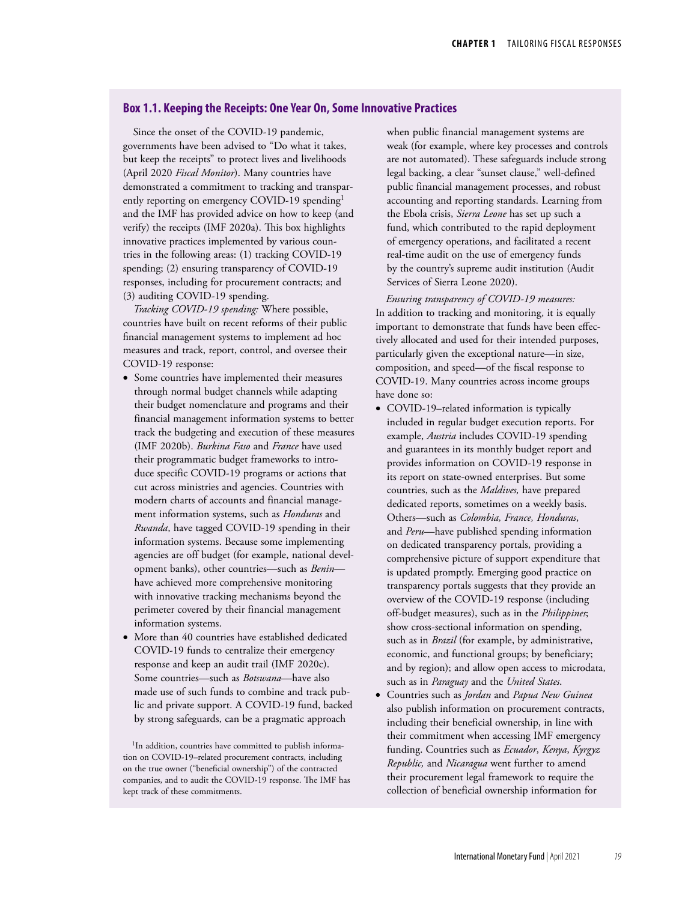## Box 1.1. Keeping the Receipts: One Year On, Some Innovative Practices

Since the onset of the COVID-19 pandemic, governments have been advised to "Do what it takes, but keep the receipts" to protect lives and livelihoods (April 2020 *Fiscal Monitor*). Many countries have demonstrated a commitment to tracking and transparently reporting on emergency COVID-19 spending[1] and the IMF has provided advice on how to keep (and verify) the receipts (IMF 2020a). This box highlights innovative practices implemented by various countries in the following areas: (1) tracking COVID-19 spending; (2) ensuring transparency of COVID-19 responses, including for procurement contracts; and (3) auditing COVID-19 spending.

*Tracking COVID-19 spending:* Where possible, countries have built on recent reforms of their public financial management systems to implement ad hoc measures and track, report, control, and oversee their COVID-19 response:

- Some countries have implemented their measures through normal budget channels while adapting their budget nomenclature and programs and their financial management information systems to better track the budgeting and execution of these measures (IMF 2020b). *Burkina Faso* and *France* have used their programmatic budget frameworks to introduce specific COVID-19 programs or actions that cut across ministries and agencies. Countries with modern charts of accounts and financial management information systems, such as *Honduras* and *Rwanda*, have tagged COVID-19 spending in their information systems. Because some implementing agencies are off budget (for example, national development banks), other countries—such as *Benin*—have achieved more comprehensive monitoring with innovative tracking mechanisms beyond the perimeter covered by their financial management information systems.
- More than 40 countries have established dedicated COVID-19 funds to centralize their emergency response and keep an audit trail (IMF 2020c). Some countries—such as *Botswana*—have also made use of such funds to combine and track public and private support. A COVID-19 fund, backed by strong safeguards, can be a pragmatic approach when public financial management systems are weak (for example, where key processes and controls are not automated). These safeguards include strong legal backing, a clear "sunset clause," well-defined public financial management processes, and robust accounting and reporting standards. Learning from the Ebola crisis, *Sierra Leone* has set up such a fund, which contributed to the rapid deployment of emergency operations, and facilitated a recent real-time audit on the use of emergency funds by the country's supreme audit institution (Audit Services of Sierra Leone 2020).

*Ensuring transparency of COVID-19 measures:* In addition to tracking and monitoring, it is equally important to demonstrate that funds have been effectively allocated and used for their intended purposes, particularly given the exceptional nature—in size, composition, and speed—of the fiscal response to COVID-19. Many countries across income groups have done so:

- COVID-19–related information is typically included in regular budget execution reports. For example, *Austria* includes COVID-19 spending and guarantees in its monthly budget report and provides information on COVID-19 response in its report on state-owned enterprises. But some countries, such as the *Maldives,* have prepared dedicated reports, sometimes on a weekly basis. Others—such as *Colombia, France, Honduras*, and *Peru*—have published spending information on dedicated transparency portals, providing a comprehensive picture of support expenditure that is updated promptly. Emerging good practice on transparency portals suggests that they provide an overview of the COVID-19 response (including off-budget measures), such as in the *Philippines*; show cross-sectional information on spending, such as in *Brazil* (for example, by administrative, economic, and functional groups; by beneficiary; and by region); and allow open access to microdata, such as in *Paraguay* and the *United States*.
- Countries such as *Jordan* and *Papua New Guinea* also publish information on procurement contracts, including their beneficial ownership, in line with their commitment when accessing IMF emergency funding. Countries such as *Ecuador*, *Kenya*, *Kyrgyz Republic,* and *Nicaragua* went further to amend their procurement legal framework to require the collection of beneficial ownership information for

[1]In addition, countries have committed to publish information on COVID-19–related procurement contracts, including on the true owner ("beneficial ownership") of the contracted companies, and to audit the COVID-19 response. The IMF has kept track of these commitments.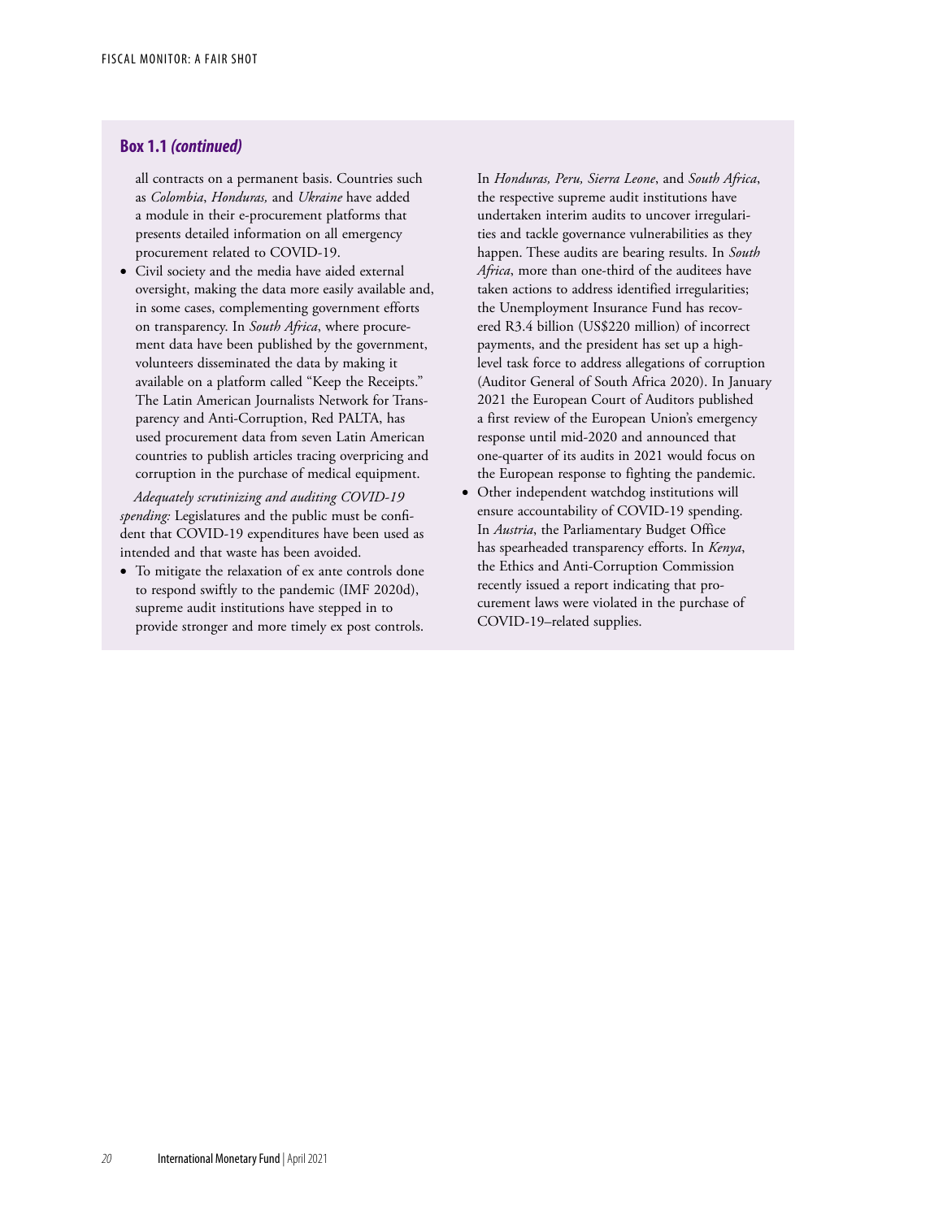### Box 1.1 *(continued)*

all contracts on a permanent basis. Countries such as *Colombia*, *Honduras,* and *Ukraine* have added a module in their e-procurement platforms that presents detailed information on all emergency procurement related to COVID-19.

- Civil society and the media have aided external oversight, making the data more easily available and, in some cases, complementing government efforts on transparency. In *South Africa*, where procurement data have been published by the government, volunteers disseminated the data by making it available on a platform called "Keep the Receipts." The Latin American Journalists Network for Transparency and Anti-Corruption, Red PALTA, has used procurement data from seven Latin American countries to publish articles tracing overpricing and corruption in the purchase of medical equipment.

*Adequately scrutinizing and auditing COVID-19 spending:* Legislatures and the public must be confident that COVID-19 expenditures have been used as intended and that waste has been avoided.

- To mitigate the relaxation of ex ante controls done to respond swiftly to the pandemic (IMF 2020d), supreme audit institutions have stepped in to provide stronger and more timely ex post controls. In *Honduras, Peru, Sierra Leone*, and *South Africa*, the respective supreme audit institutions have undertaken interim audits to uncover irregularities and tackle governance vulnerabilities as they happen. These audits are bearing results. In *South Africa*, more than one-third of the auditees have taken actions to address identified irregularities; the Unemployment Insurance Fund has recovered R3.4 billion (US$220 million) of incorrect payments, and the president has set up a high-level task force to address allegations of corruption (Auditor General of South Africa 2020). In January 2021 the European Court of Auditors published a first review of the European Union's emergency response until mid-2020 and announced that one-quarter of its audits in 2021 would focus on the European response to fighting the pandemic.
- Other independent watchdog institutions will ensure accountability of COVID-19 spending. In *Austria*, the Parliamentary Budget Office has spearheaded transparency efforts. In *Kenya*, the Ethics and Anti-Corruption Commission recently issued a report indicating that procurement laws were violated in the purchase of COVID-19–related supplies.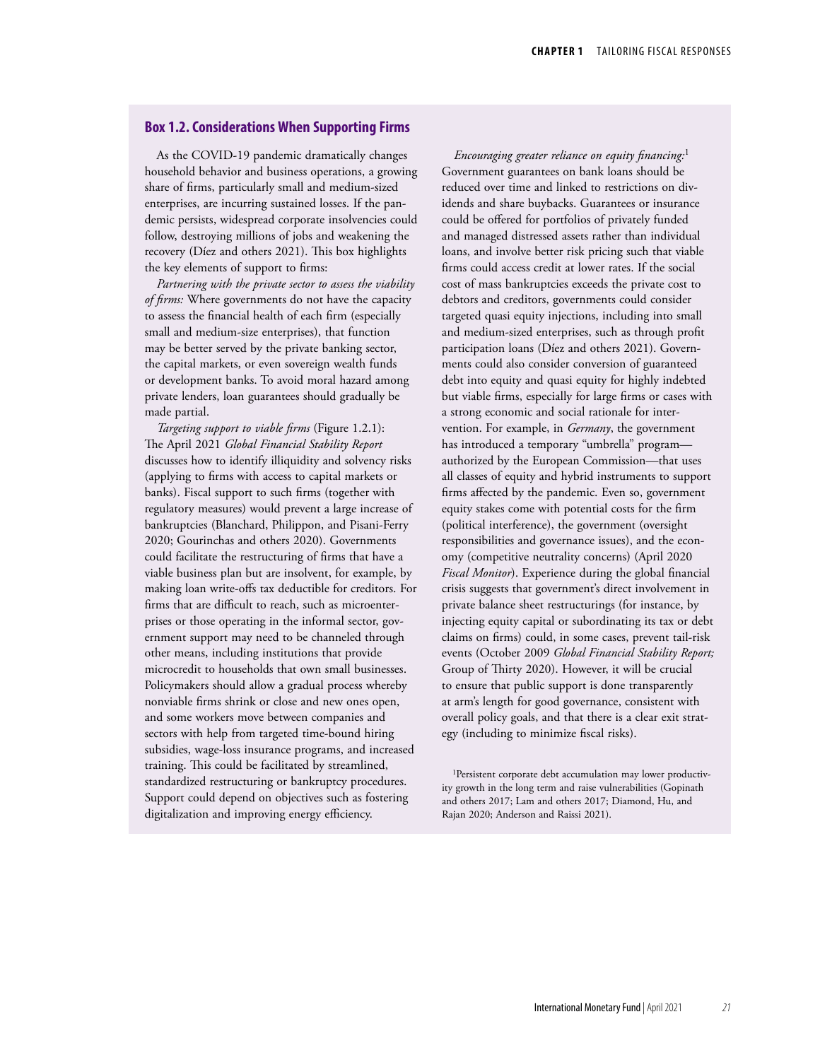## Box 1.2. Considerations When Supporting Firms

As the COVID-19 pandemic dramatically changes household behavior and business operations, a growing share of firms, particularly small and medium-sized enterprises, are incurring sustained losses. If the pandemic persists, widespread corporate insolvencies could follow, destroying millions of jobs and weakening the recovery (Díez and others 2021). This box highlights the key elements of support to firms:

*Partnering with the private sector to assess the viability of firms:* Where governments do not have the capacity to assess the financial health of each firm (especially small and medium-size enterprises), that function may be better served by the private banking sector, the capital markets, or even sovereign wealth funds or development banks. To avoid moral hazard among private lenders, loan guarantees should gradually be made partial.

*Targeting support to viable firms* (Figure 1.2.1): The April 2021 *Global Financial Stability Report* discusses how to identify illiquidity and solvency risks (applying to firms with access to capital markets or banks). Fiscal support to such firms (together with regulatory measures) would prevent a large increase of bankruptcies (Blanchard, Philippon, and Pisani-Ferry 2020; Gourinchas and others 2020). Governments could facilitate the restructuring of firms that have a viable business plan but are insolvent, for example, by making loan write-offs tax deductible for creditors. For firms that are difficult to reach, such as microenterprises or those operating in the informal sector, government support may need to be channeled through other means, including institutions that provide microcredit to households that own small businesses. Policymakers should allow a gradual process whereby nonviable firms shrink or close and new ones open, and some workers move between companies and sectors with help from targeted time-bound hiring subsidies, wage-loss insurance programs, and increased training. This could be facilitated by streamlined, standardized restructuring or bankruptcy procedures. Support could depend on objectives such as fostering digitalization and improving energy efficiency.

*Encouraging greater reliance on equity financing:*[1] Government guarantees on bank loans should be reduced over time and linked to restrictions on dividends and share buybacks. Guarantees or insurance could be offered for portfolios of privately funded and managed distressed assets rather than individual loans, and involve better risk pricing such that viable firms could access credit at lower rates. If the social cost of mass bankruptcies exceeds the private cost to debtors and creditors, governments could consider targeted quasi equity injections, including into small and medium-sized enterprises, such as through profit participation loans (Díez and others 2021). Governments could also consider conversion of guaranteed debt into equity and quasi equity for highly indebted but viable firms, especially for large firms or cases with a strong economic and social rationale for intervention. For example, in *Germany*, the government has introduced a temporary "umbrella" program—authorized by the European Commission—that uses all classes of equity and hybrid instruments to support firms affected by the pandemic. Even so, government equity stakes come with potential costs for the firm (political interference), the government (oversight responsibilities and governance issues), and the economy (competitive neutrality concerns) (April 2020 *Fiscal Monitor*). Experience during the global financial crisis suggests that government's direct involvement in private balance sheet restructurings (for instance, by injecting equity capital or subordinating its tax or debt claims on firms) could, in some cases, prevent tail-risk events (October 2009 *Global Financial Stability Report;* Group of Thirty 2020). However, it will be crucial to ensure that public support is done transparently at arm's length for good governance, consistent with overall policy goals, and that there is a clear exit strategy (including to minimize fiscal risks).

[1]Persistent corporate debt accumulation may lower productivity growth in the long term and raise vulnerabilities (Gopinath and others 2017; Lam and others 2017; Diamond, Hu, and Rajan 2020; Anderson and Raissi 2021).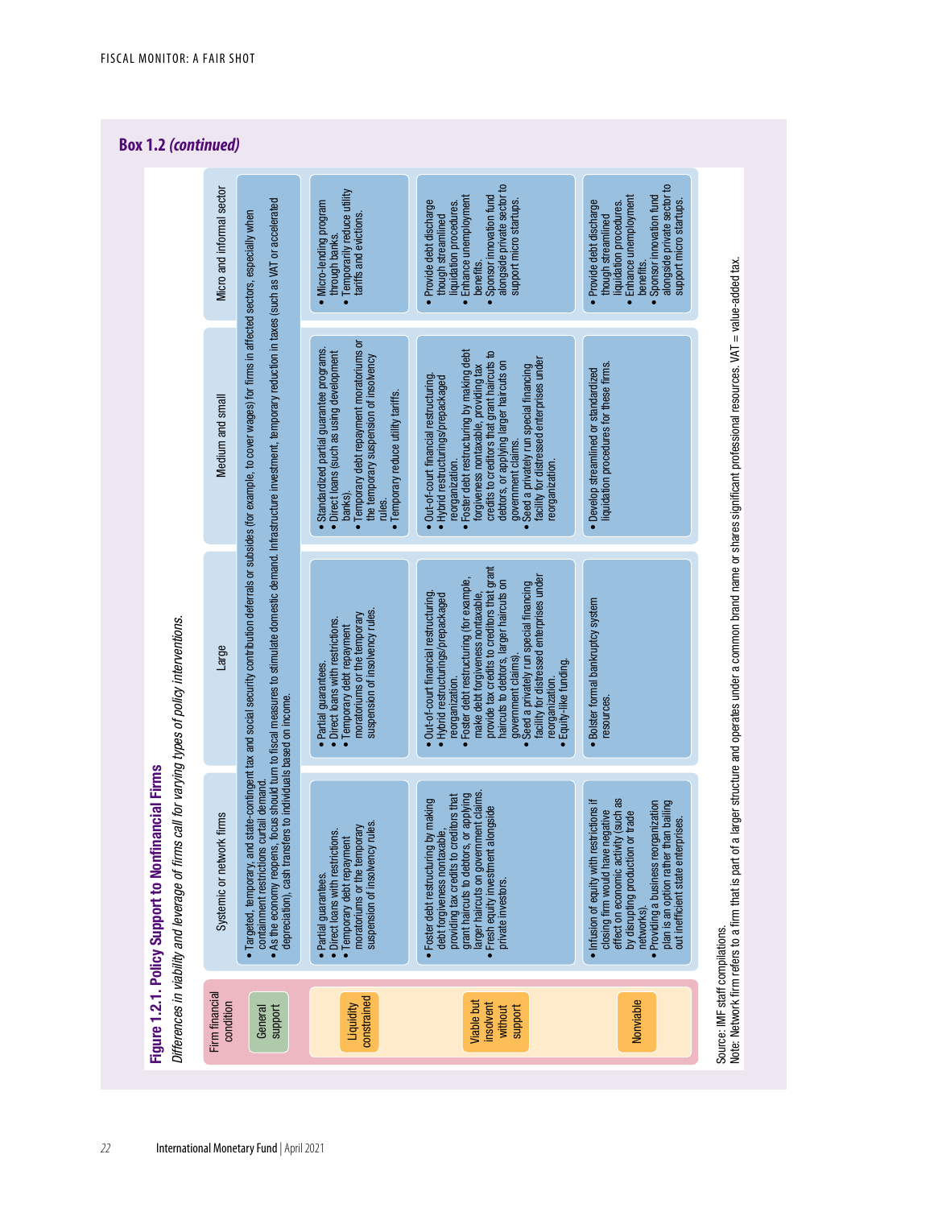## Box 1.2 *(continued)*

**Figure 1.2.1. Policy Support to Nonfinancial Firms**

*Differences in viability and leverage of firms call for varying types of policy interventions.*

| Firm financial condition | Systemic or network firms | Large | Medium and small | Micro and informal sector |
|---|---|---|---|---|
| General support | • Targeted, temporary, and state-contingent tax and social security contribution deferrals or subsides (for example, to cover wages) for firms in affected sectors, especially when containment restrictions curtail demand.<br>• As the economy reopens, focus should turn to fiscal measures to stimulate domestic demand. Infrastructure investment, temporary reduction in taxes (such as VAT or accelerated depreciation), cash transfers to individuals based on income. | | | |
| Liquidity constrained | • Partial guarantees.<br>• Direct loans with restrictions.<br>• Temporary debt repayment moratoriums or the temporary suspension of insolvency rules. | • Partial guarantees.<br>• Direct loans with restrictions.<br>• Temporary debt repayment moratoriums or the temporary suspension of insolvency rules. | • Standardized partial guarantee programs.<br>• Direct loans (such as using development banks).<br>• Temporary debt repayment moratoriums or the temporary suspension of insolvency rules.<br>• Temporary reduce utility tariffs. | • Micro-lending program through banks.<br>• Temporarily reduce utility tariffs and evictions. |
| Viable but insolvent without support | • Foster debt restructuring by making debt forgiveness nontaxable, providing tax credits to creditors that grant haircuts to debtors, or applying larger haircuts on government claims.<br>• Fresh equity investment alongside private investors. | • Out-of-court financial restructuring.<br>• Hybrid restructurings/prepackaged reorganization.<br>• Foster debt restructuring (for example, make debt forgiveness nontaxable, provide tax credits to creditors that grant haircuts to debtors, larger haircuts on government claims).<br>• Seed a privately run special financing facility for distressed enterprises under reorganization.<br>• Equity-like funding. | • Out-of-court financial restructuring.<br>• Hybrid restructurings/prepackaged reorganization.<br>• Foster debt restructuring by making debt forgiveness nontaxable, providing tax credits to creditors that grant haircuts to debtors, or applying larger haircuts on government claims.<br>• Seed a privately run special financing facility for distressed enterprises under reorganization. | • Provide debt discharge though streamlined liquidation procedures.<br>• Enhance unemployment benefits.<br>• Sponsor innovation fund alongside private sector to support micro startups. |
| Nonviable | • Infusion of equity with restrictions if closing firm would have negative effect on economic activity (such as by disrupting production or trade networks).<br>• Providing a business reorganization plan is an option rather than bailing out inefficient state enterprises. | • Bolster formal bankruptcy system resources. | • Develop streamlined or standardized liquidation procedures for these firms. | • Provide debt discharge though streamlined liquidation procedures.<br>• Enhance unemployment benefits.<br>• Sponsor innovation fund alongside private sector to support micro startups. |

Source: IMF staff compilations.
Note: Network firm refers to a firm that is part of a larger structure and operates under a common brand name or shares significant professional resources. VAT = value-added tax.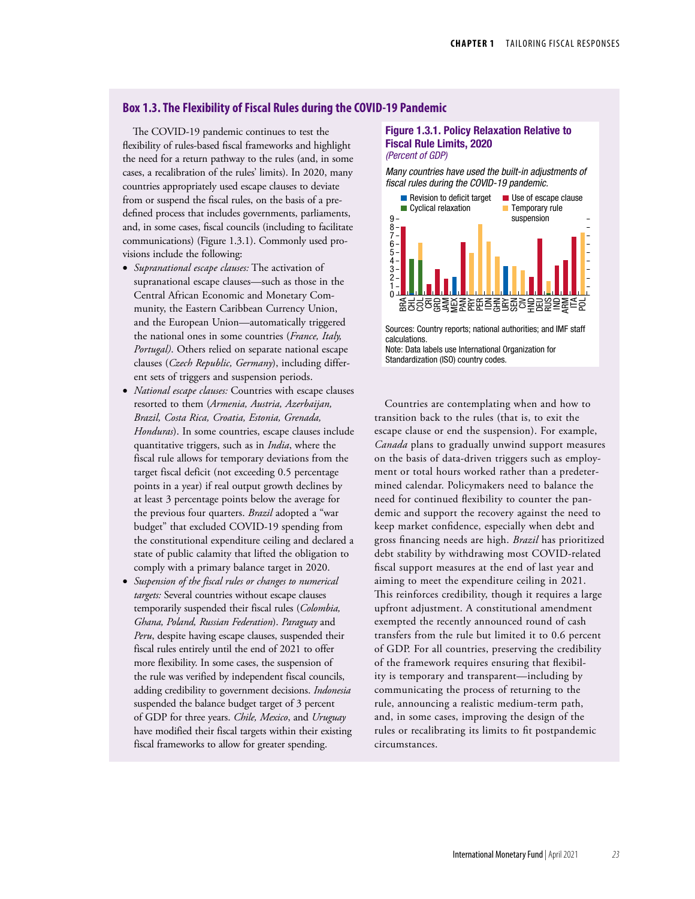## Box 1.3. The Flexibility of Fiscal Rules during the COVID-19 Pandemic

The COVID-19 pandemic continues to test the flexibility of rules-based fiscal frameworks and highlight the need for a return pathway to the rules (and, in some cases, a recalibration of the rules' limits). In 2020, many countries appropriately used escape clauses to deviate from or suspend the fiscal rules, on the basis of a predefined process that includes governments, parliaments, and, in some cases, fiscal councils (including to facilitate communications) (Figure 1.3.1). Commonly used provisions include the following:

- *Supranational escape clauses:* The activation of supranational escape clauses—such as those in the Central African Economic and Monetary Community, the Eastern Caribbean Currency Union, and the European Union—automatically triggered the national ones in some countries (*France, Italy, Portugal)*. Others relied on separate national escape clauses (*Czech Republic, Germany*), including different sets of triggers and suspension periods.
- *National escape clauses:* Countries with escape clauses resorted to them (*Armenia, Austria, Azerbaijan, Brazil, Costa Rica, Croatia, Estonia, Grenada, Honduras*). In some countries, escape clauses include quantitative triggers, such as in *India*, where the fiscal rule allows for temporary deviations from the target fiscal deficit (not exceeding 0.5 percentage points in a year) if real output growth declines by at least 3 percentage points below the average for the previous four quarters. *Brazil* adopted a "war budget" that excluded COVID-19 spending from the constitutional expenditure ceiling and declared a state of public calamity that lifted the obligation to comply with a primary balance target in 2020.
- *Suspension of the fiscal rules or changes to numerical targets:* Several countries without escape clauses temporarily suspended their fiscal rules (*Colombia, Ghana, Poland, Russian Federation*). *Paraguay* and *Peru*, despite having escape clauses, suspended their fiscal rules entirely until the end of 2021 to offer more flexibility. In some cases, the suspension of the rule was verified by independent fiscal councils, adding credibility to government decisions. *Indonesia* suspended the balance budget target of 3 percent of GDP for three years. *Chile, Mexico*, and *Uruguay* have modified their fiscal targets within their existing fiscal frameworks to allow for greater spending.

**Figure 1.3.1. Policy Relaxation Relative to Fiscal Rule Limits, 2020**
*(Percent of GDP)*

*Many countries have used the built-in adjustments of fiscal rules during the COVID-19 pandemic.*

Sources: Country reports; national authorities; and IMF staff calculations.
Note: Data labels use International Organization for Standardization (ISO) country codes.

Countries are contemplating when and how to transition back to the rules (that is, to exit the escape clause or end the suspension). For example, *Canada* plans to gradually unwind support measures on the basis of data-driven triggers such as employment or total hours worked rather than a predetermined calendar. Policymakers need to balance the need for continued flexibility to counter the pandemic and support the recovery against the need to keep market confidence, especially when debt and gross financing needs are high. *Brazil* has prioritized debt stability by withdrawing most COVID-related fiscal support measures at the end of last year and aiming to meet the expenditure ceiling in 2021. This reinforces credibility, though it requires a large upfront adjustment. A constitutional amendment exempted the recently announced round of cash transfers from the rule but limited it to 0.6 percent of GDP. For all countries, preserving the credibility of the framework requires ensuring that flexibility is temporary and transparent—including by communicating the process of returning to the rule, announcing a realistic medium-term path, and, in some cases, improving the design of the rules or recalibrating its limits to fit postpandemic circumstances.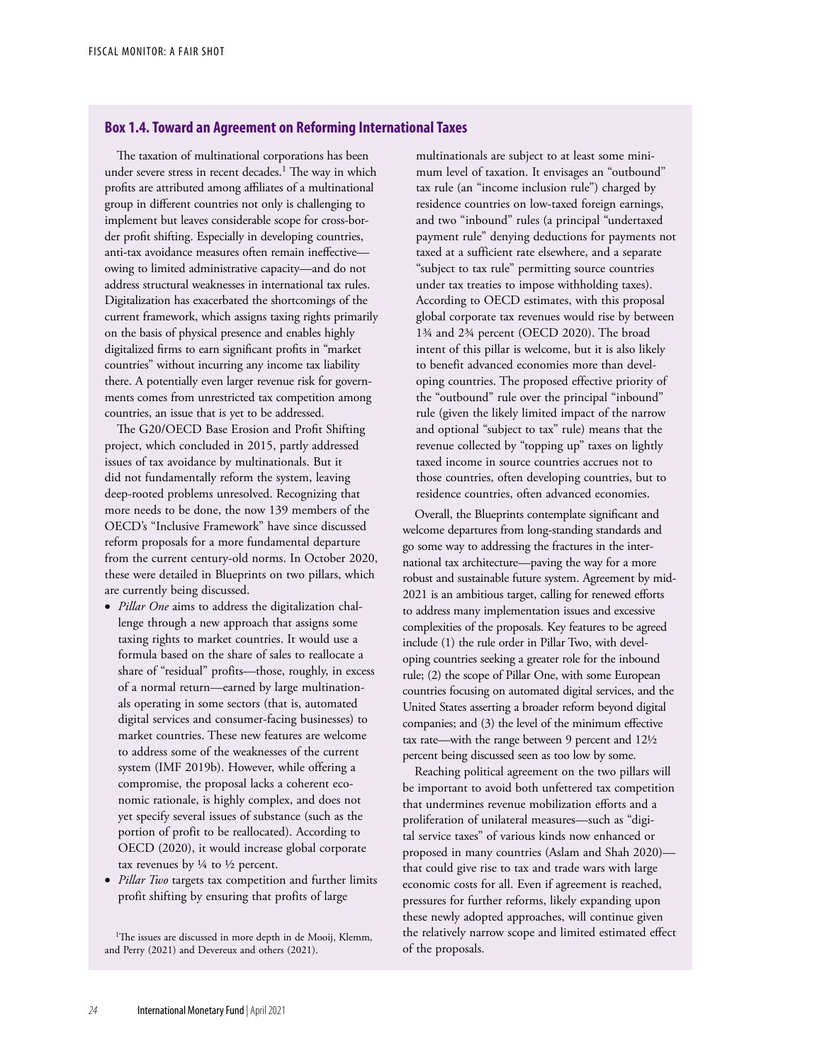### Box 1.4. Toward an Agreement on Reforming International Taxes

The taxation of multinational corporations has been under severe stress in recent decades.[1] The way in which profits are attributed among affiliates of a multinational group in different countries not only is challenging to implement but leaves considerable scope for cross-border profit shifting. Especially in developing countries, anti-tax avoidance measures often remain ineffective—owing to limited administrative capacity—and do not address structural weaknesses in international tax rules. Digitalization has exacerbated the shortcomings of the current framework, which assigns taxing rights primarily on the basis of physical presence and enables highly digitalized firms to earn significant profits in "market countries" without incurring any income tax liability there. A potentially even larger revenue risk for governments comes from unrestricted tax competition among countries, an issue that is yet to be addressed.

The G20/OECD Base Erosion and Profit Shifting project, which concluded in 2015, partly addressed issues of tax avoidance by multinationals. But it did not fundamentally reform the system, leaving deep-rooted problems unresolved. Recognizing that more needs to be done, the now 139 members of the OECD's "Inclusive Framework" have since discussed reform proposals for a more fundamental departure from the current century-old norms. In October 2020, these were detailed in Blueprints on two pillars, which are currently being discussed.

- *Pillar One* aims to address the digitalization challenge through a new approach that assigns some taxing rights to market countries. It would use a formula based on the share of sales to reallocate a share of "residual" profits—those, roughly, in excess of a normal return—earned by large multinationals operating in some sectors (that is, automated digital services and consumer-facing businesses) to market countries. These new features are welcome to address some of the weaknesses of the current system (IMF 2019b). However, while offering a compromise, the proposal lacks a coherent economic rationale, is highly complex, and does not yet specify several issues of substance (such as the portion of profit to be reallocated). According to OECD (2020), it would increase global corporate tax revenues by ¼ to ½ percent.
- *Pillar Two* targets tax competition and further limits profit shifting by ensuring that profits of large multinationals are subject to at least some minimum level of taxation. It envisages an "outbound" tax rule (an "income inclusion rule") charged by residence countries on low-taxed foreign earnings, and two "inbound" rules (a principal "undertaxed payment rule" denying deductions for payments not taxed at a sufficient rate elsewhere, and a separate "subject to tax rule" permitting source countries under tax treaties to impose withholding taxes). According to OECD estimates, with this proposal global corporate tax revenues would rise by between 1¾ and 2¾ percent (OECD 2020). The broad intent of this pillar is welcome, but it is also likely to benefit advanced economies more than developing countries. The proposed effective priority of the "outbound" rule over the principal "inbound" rule (given the likely limited impact of the narrow and optional "subject to tax" rule) means that the revenue collected by "topping up" taxes on lightly taxed income in source countries accrues not to those countries, often developing countries, but to residence countries, often advanced economies.

Overall, the Blueprints contemplate significant and welcome departures from long-standing standards and go some way to addressing the fractures in the international tax architecture—paving the way for a more robust and sustainable future system. Agreement by mid-2021 is an ambitious target, calling for renewed efforts to address many implementation issues and excessive complexities of the proposals. Key features to be agreed include (1) the rule order in Pillar Two, with developing countries seeking a greater role for the inbound rule; (2) the scope of Pillar One, with some European countries focusing on automated digital services, and the United States asserting a broader reform beyond digital companies; and (3) the level of the minimum effective tax rate—with the range between 9 percent and 12½ percent being discussed seen as too low by some.

Reaching political agreement on the two pillars will be important to avoid both unfettered tax competition that undermines revenue mobilization efforts and a proliferation of unilateral measures—such as "digital service taxes" of various kinds now enhanced or proposed in many countries (Aslam and Shah 2020)—that could give rise to tax and trade wars with large economic costs for all. Even if agreement is reached, pressures for further reforms, likely expanding upon these newly adopted approaches, will continue given the relatively narrow scope and limited estimated effect of the proposals.

[1]The issues are discussed in more depth in de Mooij, Klemm, and Perry (2021) and Devereux and others (2021).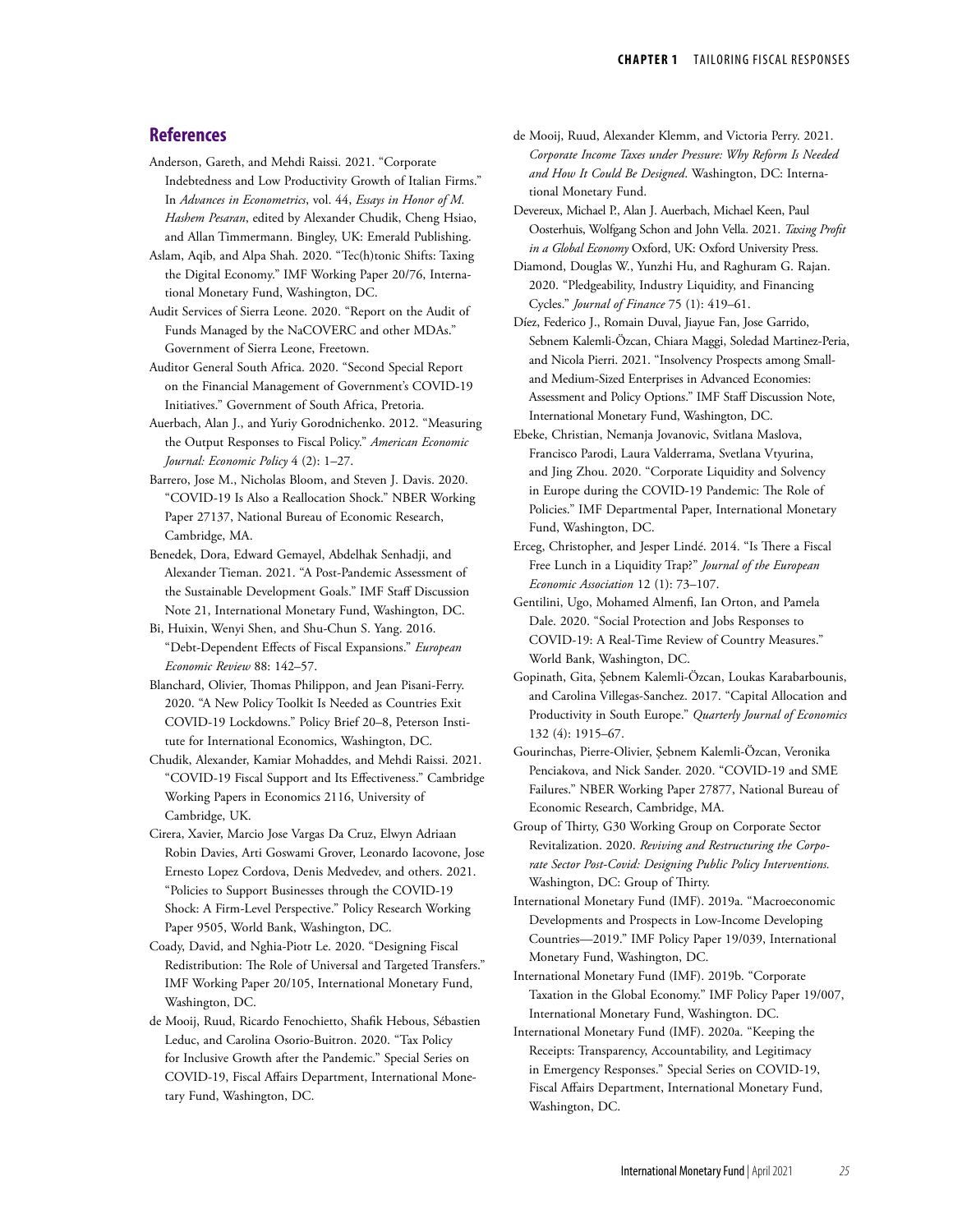## References

Anderson, Gareth, and Mehdi Raissi. 2021. "Corporate Indebtedness and Low Productivity Growth of Italian Firms." In *Advances in Econometrics*, vol. 44, *Essays in Honor of M. Hashem Pesaran*, edited by Alexander Chudik, Cheng Hsiao, and Allan Timmermann. Bingley, UK: Emerald Publishing.

Aslam, Aqib, and Alpa Shah. 2020. "Tec(h)tonic Shifts: Taxing the Digital Economy." IMF Working Paper 20/76, International Monetary Fund, Washington, DC.

Audit Services of Sierra Leone. 2020. "Report on the Audit of Funds Managed by the NaCOVERC and other MDAs." Government of Sierra Leone, Freetown.

Auditor General South Africa. 2020. "Second Special Report on the Financial Management of Government's COVID-19 Initiatives." Government of South Africa, Pretoria.

Auerbach, Alan J., and Yuriy Gorodnichenko. 2012. "Measuring the Output Responses to Fiscal Policy." *American Economic Journal: Economic Policy* 4 (2): 1–27.

Barrero, Jose M., Nicholas Bloom, and Steven J. Davis. 2020. "COVID-19 Is Also a Reallocation Shock." NBER Working Paper 27137, National Bureau of Economic Research, Cambridge, MA.

Benedek, Dora, Edward Gemayel, Abdelhak Senhadji, and Alexander Tieman. 2021. "A Post-Pandemic Assessment of the Sustainable Development Goals." IMF Staff Discussion Note 21, International Monetary Fund, Washington, DC.

Bi, Huixin, Wenyi Shen, and Shu-Chun S. Yang. 2016. "Debt-Dependent Effects of Fiscal Expansions." *European Economic Review* 88: 142–57.

Blanchard, Olivier, Thomas Philippon, and Jean Pisani-Ferry. 2020. "A New Policy Toolkit Is Needed as Countries Exit COVID-19 Lockdowns." Policy Brief 20–8, Peterson Institute for International Economics, Washington, DC.

Chudik, Alexander, Kamiar Mohaddes, and Mehdi Raissi. 2021. "COVID-19 Fiscal Support and Its Effectiveness." Cambridge Working Papers in Economics 2116, University of Cambridge, UK.

Cirera, Xavier, Marcio Jose Vargas Da Cruz, Elwyn Adriaan Robin Davies, Arti Goswami Grover, Leonardo Iacovone, Jose Ernesto Lopez Cordova, Denis Medvedev, and others. 2021. "Policies to Support Businesses through the COVID-19 Shock: A Firm-Level Perspective." Policy Research Working Paper 9505, World Bank, Washington, DC.

Coady, David, and Nghia-Piotr Le. 2020. "Designing Fiscal Redistribution: The Role of Universal and Targeted Transfers." IMF Working Paper 20/105, International Monetary Fund, Washington, DC.

de Mooij, Ruud, Ricardo Fenochietto, Shafik Hebous, Sébastien Leduc, and Carolina Osorio-Buitron. 2020. "Tax Policy for Inclusive Growth after the Pandemic." Special Series on COVID-19, Fiscal Affairs Department, International Monetary Fund, Washington, DC.

de Mooij, Ruud, Alexander Klemm, and Victoria Perry. 2021. *Corporate Income Taxes under Pressure: Why Reform Is Needed and How It Could Be Designed*. Washington, DC: International Monetary Fund.

Devereux, Michael P., Alan J. Auerbach, Michael Keen, Paul Oosterhuis, Wolfgang Schon and John Vella. 2021. *Taxing Profit in a Global Economy* Oxford, UK: Oxford University Press.

Diamond, Douglas W., Yunzhi Hu, and Raghuram G. Rajan. 2020. "Pledgeability, Industry Liquidity, and Financing Cycles." *Journal of Finance* 75 (1): 419–61.

Díez, Federico J., Romain Duval, Jiayue Fan, Jose Garrido, Sebnem Kalemli-Özcan, Chiara Maggi, Soledad Martinez-Peria, and Nicola Pierri. 2021. "Insolvency Prospects among Small- and Medium-Sized Enterprises in Advanced Economies: Assessment and Policy Options." IMF Staff Discussion Note, International Monetary Fund, Washington, DC.

Ebeke, Christian, Nemanja Jovanovic, Svitlana Maslova, Francisco Parodi, Laura Valderrama, Svetlana Vtyurina, and Jing Zhou. 2020. "Corporate Liquidity and Solvency in Europe during the COVID-19 Pandemic: The Role of Policies." IMF Departmental Paper, International Monetary Fund, Washington, DC.

Erceg, Christopher, and Jesper Lindé. 2014. "Is There a Fiscal Free Lunch in a Liquidity Trap?" *Journal of the European Economic Association* 12 (1): 73–107.

Gentilini, Ugo, Mohamed Almenfi, Ian Orton, and Pamela Dale. 2020. "Social Protection and Jobs Responses to COVID-19: A Real-Time Review of Country Measures." World Bank, Washington, DC.

Gopinath, Gita, Şebnem Kalemli-Özcan, Loukas Karabarbounis, and Carolina Villegas-Sanchez. 2017. "Capital Allocation and Productivity in South Europe." *Quarterly Journal of Economics* 132 (4): 1915–67.

Gourinchas, Pierre-Olivier, Şebnem Kalemli-Özcan, Veronika Penciakova, and Nick Sander. 2020. "COVID-19 and SME Failures." NBER Working Paper 27877, National Bureau of Economic Research, Cambridge, MA.

Group of Thirty, G30 Working Group on Corporate Sector Revitalization. 2020. *Reviving and Restructuring the Corporate Sector Post-Covid: Designing Public Policy Interventions.* Washington, DC: Group of Thirty.

International Monetary Fund (IMF). 2019a. "Macroeconomic Developments and Prospects in Low-Income Developing Countries—2019." IMF Policy Paper 19/039, International Monetary Fund, Washington, DC.

International Monetary Fund (IMF). 2019b. "Corporate Taxation in the Global Economy." IMF Policy Paper 19/007, International Monetary Fund, Washington. DC.

International Monetary Fund (IMF). 2020a. "Keeping the Receipts: Transparency, Accountability, and Legitimacy in Emergency Responses." Special Series on COVID-19, Fiscal Affairs Department, International Monetary Fund, Washington, DC.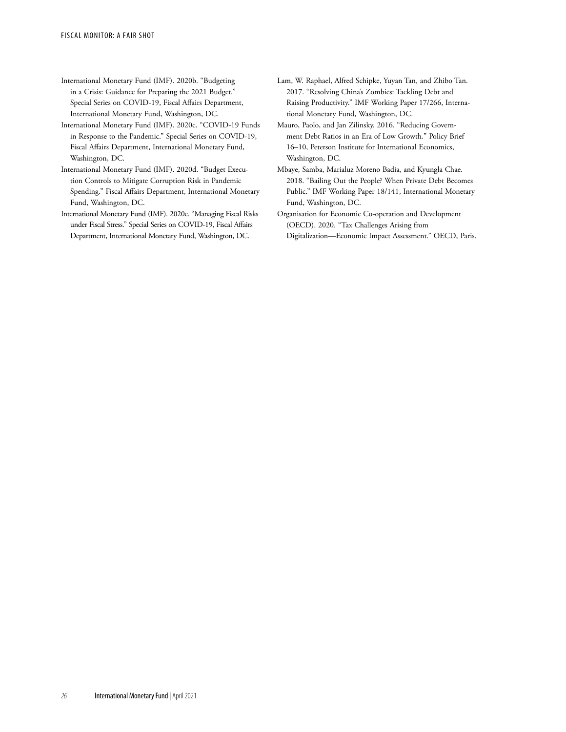International Monetary Fund (IMF). 2020b. "Budgeting in a Crisis: Guidance for Preparing the 2021 Budget." Special Series on COVID-19, Fiscal Affairs Department, International Monetary Fund, Washington, DC.

International Monetary Fund (IMF). 2020c. "COVID-19 Funds in Response to the Pandemic." Special Series on COVID-19, Fiscal Affairs Department, International Monetary Fund, Washington, DC.

International Monetary Fund (IMF). 2020d. "Budget Execution Controls to Mitigate Corruption Risk in Pandemic Spending." Fiscal Affairs Department, International Monetary Fund, Washington, DC.

International Monetary Fund (IMF). 2020e. "Managing Fiscal Risks under Fiscal Stress." Special Series on COVID-19, Fiscal Affairs Department, International Monetary Fund, Washington, DC.

Lam, W. Raphael, Alfred Schipke, Yuyan Tan, and Zhibo Tan. 2017. "Resolving China's Zombies: Tackling Debt and Raising Productivity." IMF Working Paper 17/266, International Monetary Fund, Washington, DC.

Mauro, Paolo, and Jan Zilinsky. 2016. "Reducing Government Debt Ratios in an Era of Low Growth." Policy Brief 16–10, Peterson Institute for International Economics, Washington, DC.

Mbaye, Samba, Marialuz Moreno Badia, and Kyungla Chae. 2018. "Bailing Out the People? When Private Debt Becomes Public." IMF Working Paper 18/141, International Monetary Fund, Washington, DC.

Organisation for Economic Co-operation and Development (OECD). 2020. "Tax Challenges Arising from Digitalization—Economic Impact Assessment." OECD, Paris.